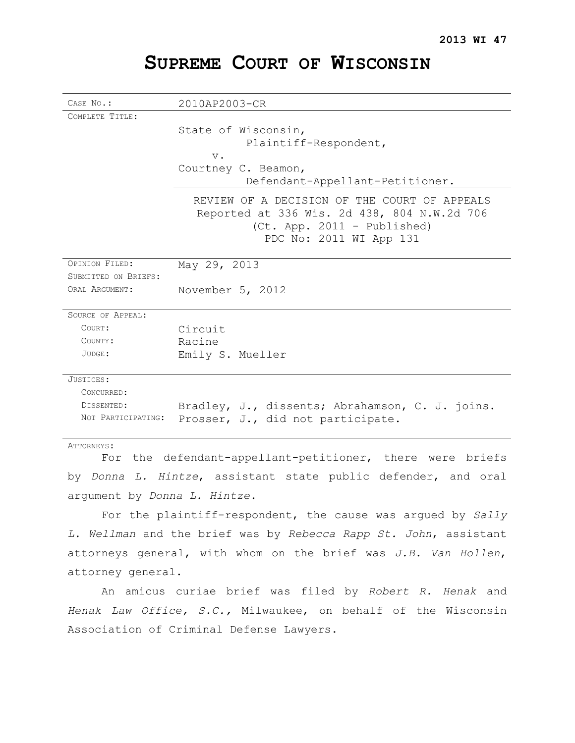**2013 WI 47**

# SUPREME COURT OF WISCONSIN

| | |
|---|---|
| CASE NO.: | 2010AP2003-CR |
| COMPLETE TITLE: | State of Wisconsin, Plaintiff-Respondent, v. Courtney C. Beamon, Defendant-Appellant-Petitioner. |
| | REVIEW OF A DECISION OF THE COURT OF APPEALS Reported at 336 Wis. 2d 438, 804 N.W.2d 706 (Ct. App. 2011 - Published) PDC No: 2011 WI App 131 |
| OPINION FILED: | May 29, 2013 |
| SUBMITTED ON BRIEFS: | |
| ORAL ARGUMENT: | November 5, 2012 |
| SOURCE OF APPEAL: | |
| COURT: | Circuit |
| COUNTY: | Racine |
| JUDGE: | Emily S. Mueller |
| JUSTICES: | |
| CONCURRED: | |
| DISSENTED: | Bradley, J., dissents; Abrahamson, C. J. joins. |
| NOT PARTICIPATING: | Prosser, J., did not participate. |

ATTORNEYS:

For the defendant-appellant-petitioner, there were briefs by *Donna L. Hintze*, assistant state public defender, and oral argument by *Donna L. Hintze.*

For the plaintiff-respondent, the cause was argued by *Sally L. Wellman* and the brief was by *Rebecca Rapp St. John*, assistant attorneys general, with whom on the brief was *J.B. Van Hollen*, attorney general.

An amicus curiae brief was filed by *Robert R. Henak* and *Henak Law Office, S.C.,* Milwaukee, on behalf of the Wisconsin Association of Criminal Defense Lawyers.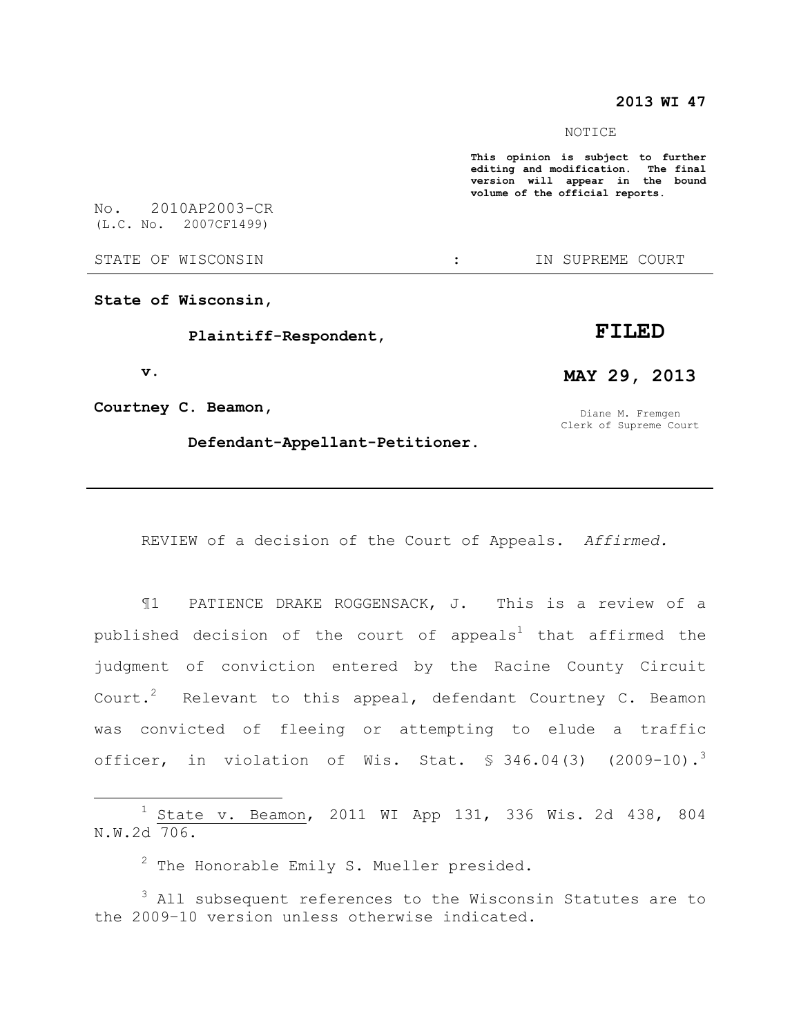**2013 WI 47**

NOTICE

**This opinion is subject to further editing and modification. The final version will appear in the bound volume of the official reports.**

No. 2010AP2003-CR
(L.C. No. 2007CF1499)

STATE OF WISCONSIN : IN SUPREME COURT

---

**State of Wisconsin,**

**Plaintiff-Respondent,**

**v.**

**Courtney C. Beamon,**

**Defendant-Appellant-Petitioner.**

**FILED**

**MAY 29, 2013**

Diane M. Fremgen
Clerk of Supreme Court

---

REVIEW of a decision of the Court of Appeals. *Affirmed.*

¶1 PATIENCE DRAKE ROGGENSACK, J. This is a review of a published decision of the court of appeals[1] that affirmed the judgment of conviction entered by the Racine County Circuit Court.[2] Relevant to this appeal, defendant Courtney C. Beamon was convicted of fleeing or attempting to elude a traffic officer, in violation of Wis. Stat. § 346.04(3) (2009-10).[3]

---

[1] State v. Beamon, 2011 WI App 131, 336 Wis. 2d 438, 804 N.W.2d 706.

[2] The Honorable Emily S. Mueller presided.

[3] All subsequent references to the Wisconsin Statutes are to the 2009–10 version unless otherwise indicated.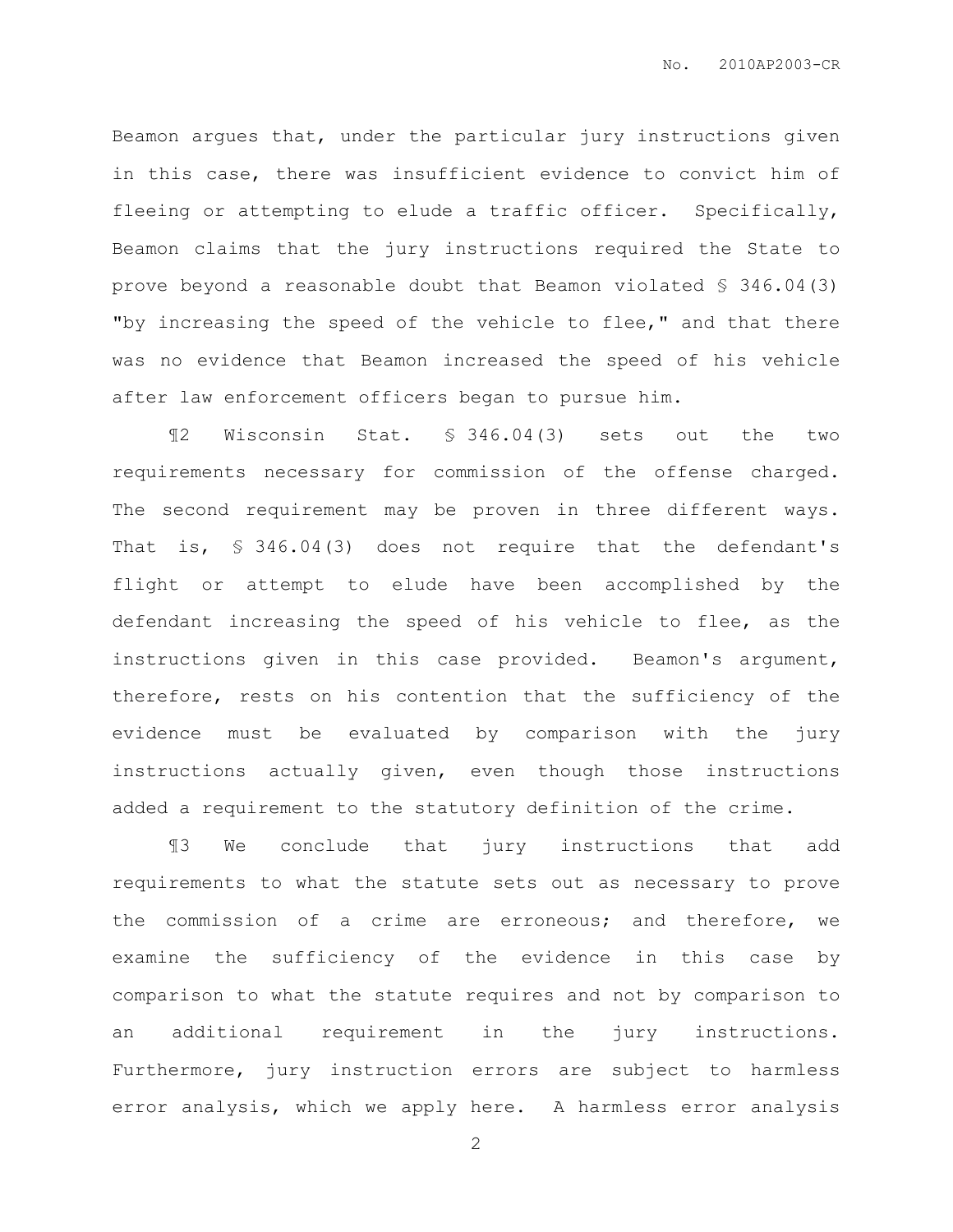Beamon argues that, under the particular jury instructions given in this case, there was insufficient evidence to convict him of fleeing or attempting to elude a traffic officer. Specifically, Beamon claims that the jury instructions required the State to prove beyond a reasonable doubt that Beamon violated § 346.04(3) "by increasing the speed of the vehicle to flee," and that there was no evidence that Beamon increased the speed of his vehicle after law enforcement officers began to pursue him.

¶2 Wisconsin Stat. § 346.04(3) sets out the two requirements necessary for commission of the offense charged. The second requirement may be proven in three different ways. That is, § 346.04(3) does not require that the defendant's flight or attempt to elude have been accomplished by the defendant increasing the speed of his vehicle to flee, as the instructions given in this case provided. Beamon's argument, therefore, rests on his contention that the sufficiency of the evidence must be evaluated by comparison with the jury instructions actually given, even though those instructions added a requirement to the statutory definition of the crime.

¶3 We conclude that jury instructions that add requirements to what the statute sets out as necessary to prove the commission of a crime are erroneous; and therefore, we examine the sufficiency of the evidence in this case by comparison to what the statute requires and not by comparison to an additional requirement in the jury instructions. Furthermore, jury instruction errors are subject to harmless error analysis, which we apply here. A harmless error analysis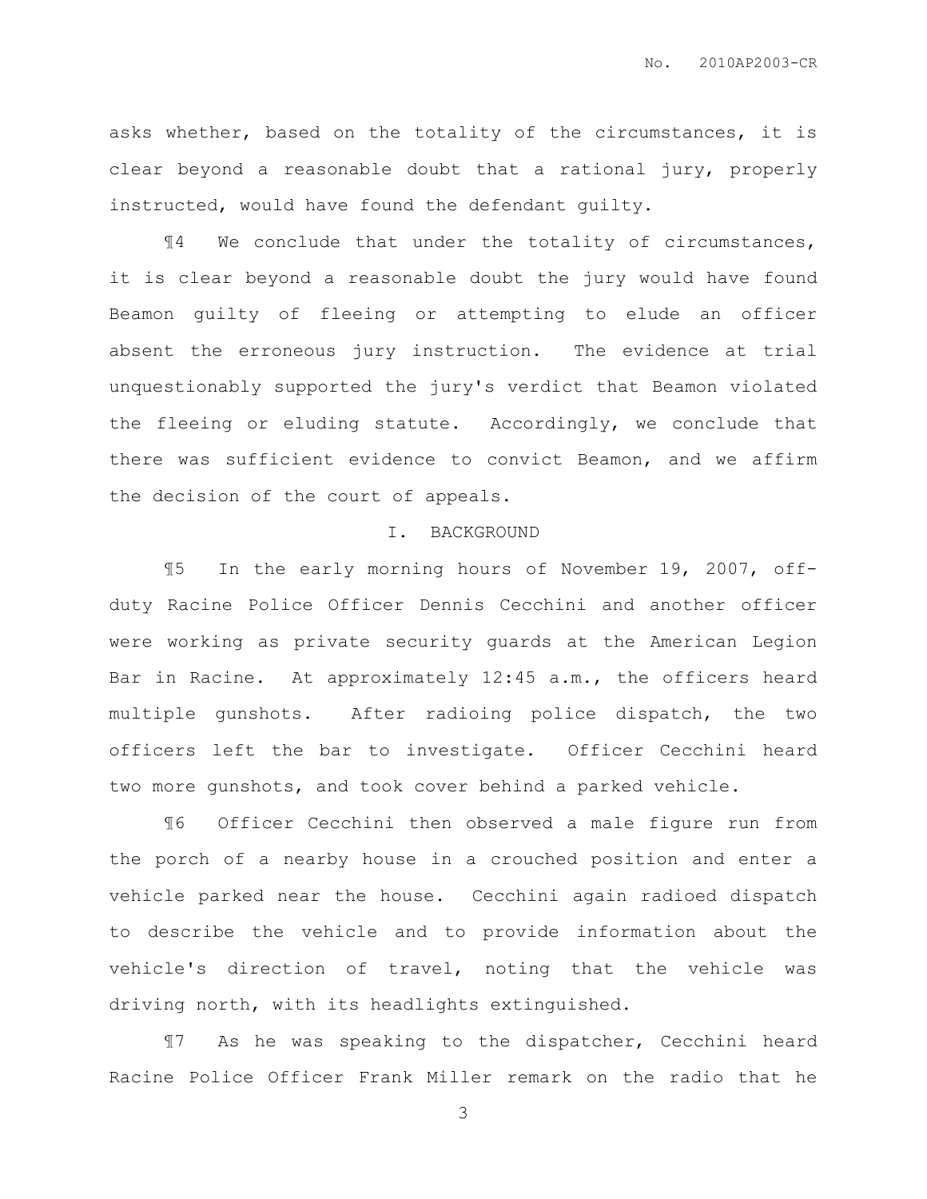asks whether, based on the totality of the circumstances, it is clear beyond a reasonable doubt that a rational jury, properly instructed, would have found the defendant guilty.

¶4 We conclude that under the totality of circumstances, it is clear beyond a reasonable doubt the jury would have found Beamon guilty of fleeing or attempting to elude an officer absent the erroneous jury instruction. The evidence at trial unquestionably supported the jury's verdict that Beamon violated the fleeing or eluding statute. Accordingly, we conclude that there was sufficient evidence to convict Beamon, and we affirm the decision of the court of appeals.

## I. BACKGROUND

¶5 In the early morning hours of November 19, 2007, off-duty Racine Police Officer Dennis Cecchini and another officer were working as private security guards at the American Legion Bar in Racine. At approximately 12:45 a.m., the officers heard multiple gunshots. After radioing police dispatch, the two officers left the bar to investigate. Officer Cecchini heard two more gunshots, and took cover behind a parked vehicle.

¶6 Officer Cecchini then observed a male figure run from the porch of a nearby house in a crouched position and enter a vehicle parked near the house. Cecchini again radioed dispatch to describe the vehicle and to provide information about the vehicle's direction of travel, noting that the vehicle was driving north, with its headlights extinguished.

¶7 As he was speaking to the dispatcher, Cecchini heard Racine Police Officer Frank Miller remark on the radio that he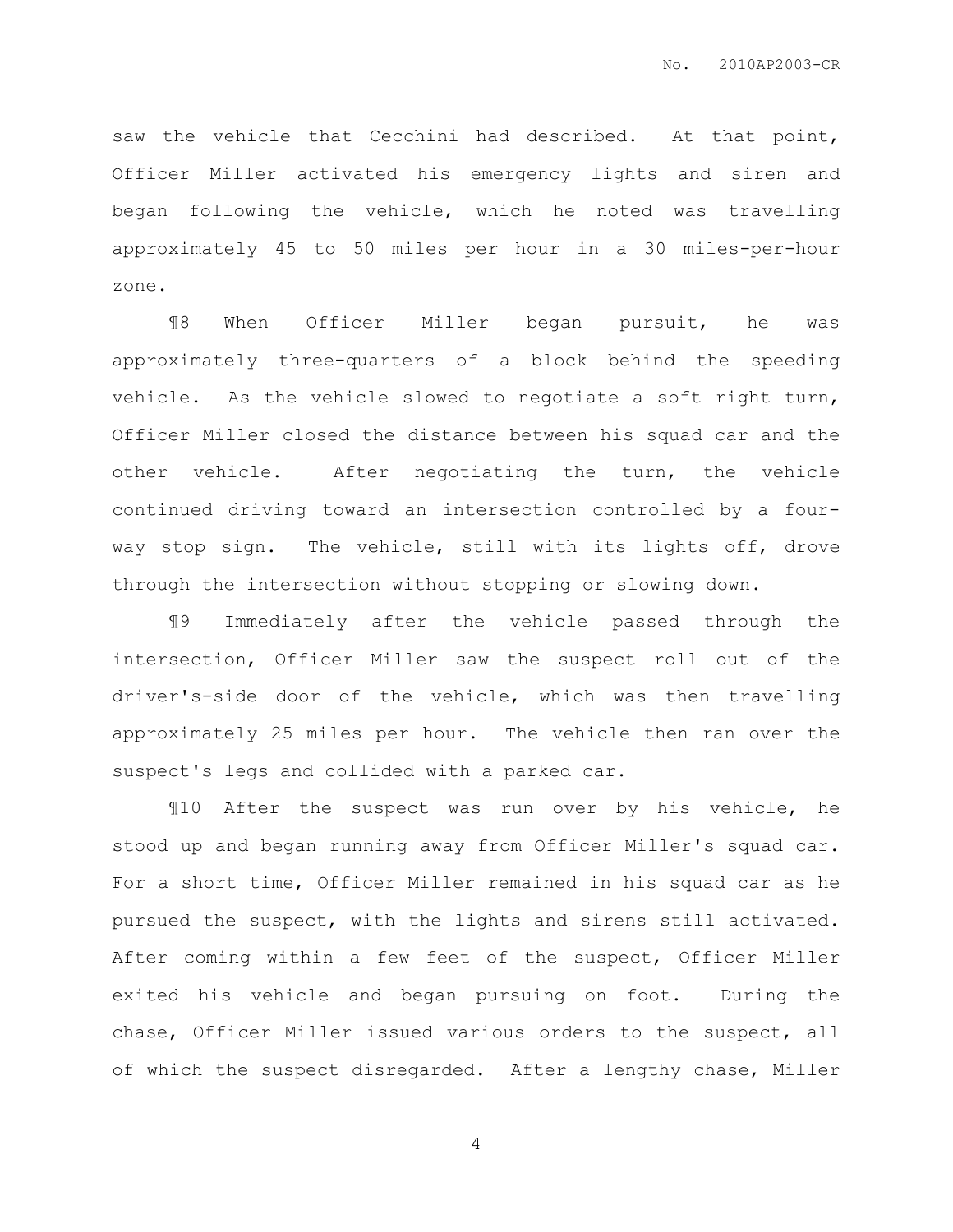saw the vehicle that Cecchini had described. At that point, Officer Miller activated his emergency lights and siren and began following the vehicle, which he noted was travelling approximately 45 to 50 miles per hour in a 30 miles-per-hour zone.

¶8 When Officer Miller began pursuit, he was approximately three-quarters of a block behind the speeding vehicle. As the vehicle slowed to negotiate a soft right turn, Officer Miller closed the distance between his squad car and the other vehicle. After negotiating the turn, the vehicle continued driving toward an intersection controlled by a four-way stop sign. The vehicle, still with its lights off, drove through the intersection without stopping or slowing down.

¶9 Immediately after the vehicle passed through the intersection, Officer Miller saw the suspect roll out of the driver's-side door of the vehicle, which was then travelling approximately 25 miles per hour. The vehicle then ran over the suspect's legs and collided with a parked car.

¶10 After the suspect was run over by his vehicle, he stood up and began running away from Officer Miller's squad car. For a short time, Officer Miller remained in his squad car as he pursued the suspect, with the lights and sirens still activated. After coming within a few feet of the suspect, Officer Miller exited his vehicle and began pursuing on foot. During the chase, Officer Miller issued various orders to the suspect, all of which the suspect disregarded. After a lengthy chase, Miller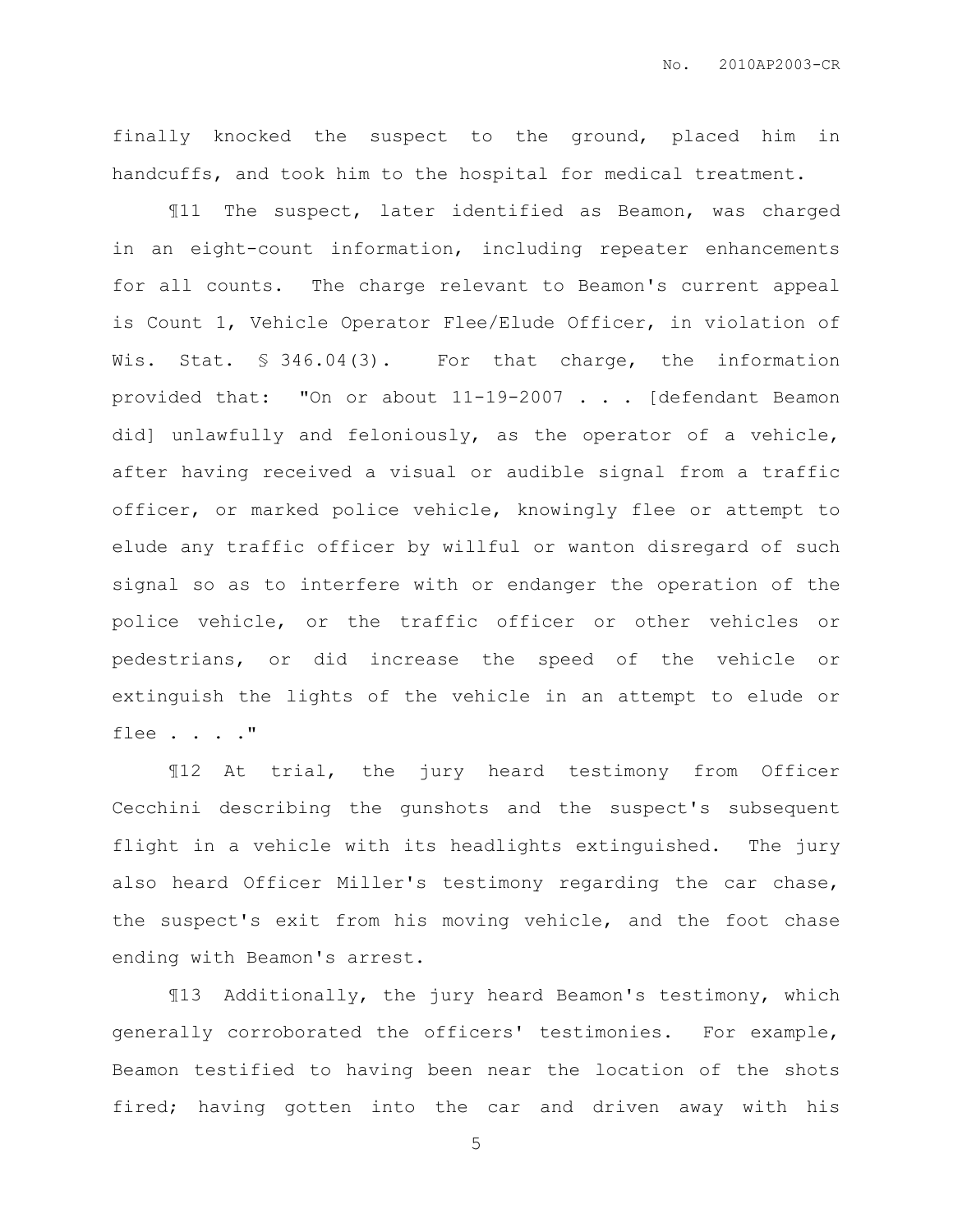finally knocked the suspect to the ground, placed him in handcuffs, and took him to the hospital for medical treatment.

¶11 The suspect, later identified as Beamon, was charged in an eight-count information, including repeater enhancements for all counts. The charge relevant to Beamon's current appeal is Count 1, Vehicle Operator Flee/Elude Officer, in violation of Wis. Stat. § 346.04(3). For that charge, the information provided that: "On or about 11-19-2007 . . . [defendant Beamon did] unlawfully and feloniously, as the operator of a vehicle, after having received a visual or audible signal from a traffic officer, or marked police vehicle, knowingly flee or attempt to elude any traffic officer by willful or wanton disregard of such signal so as to interfere with or endanger the operation of the police vehicle, or the traffic officer or other vehicles or pedestrians, or did increase the speed of the vehicle or extinguish the lights of the vehicle in an attempt to elude or flee . . . ."

¶12 At trial, the jury heard testimony from Officer Cecchini describing the gunshots and the suspect's subsequent flight in a vehicle with its headlights extinguished. The jury also heard Officer Miller's testimony regarding the car chase, the suspect's exit from his moving vehicle, and the foot chase ending with Beamon's arrest.

¶13 Additionally, the jury heard Beamon's testimony, which generally corroborated the officers' testimonies. For example, Beamon testified to having been near the location of the shots fired; having gotten into the car and driven away with his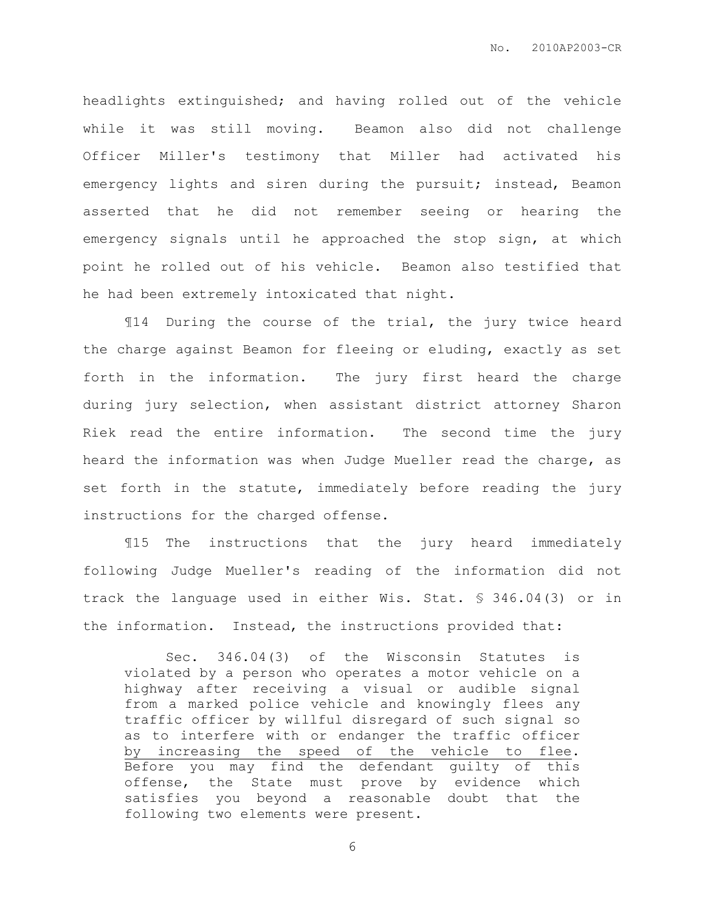headlights extinguished; and having rolled out of the vehicle while it was still moving. Beamon also did not challenge Officer Miller's testimony that Miller had activated his emergency lights and siren during the pursuit; instead, Beamon asserted that he did not remember seeing or hearing the emergency signals until he approached the stop sign, at which point he rolled out of his vehicle. Beamon also testified that he had been extremely intoxicated that night.

¶14 During the course of the trial, the jury twice heard the charge against Beamon for fleeing or eluding, exactly as set forth in the information. The jury first heard the charge during jury selection, when assistant district attorney Sharon Riek read the entire information. The second time the jury heard the information was when Judge Mueller read the charge, as set forth in the statute, immediately before reading the jury instructions for the charged offense.

¶15 The instructions that the jury heard immediately following Judge Mueller's reading of the information did not track the language used in either Wis. Stat. § 346.04(3) or in the information. Instead, the instructions provided that:

> Sec. 346.04(3) of the Wisconsin Statutes is violated by a person who operates a motor vehicle on a highway after receiving a visual or audible signal from a marked police vehicle and knowingly flees any traffic officer by willful disregard of such signal so as to interfere with or endanger the traffic officer <u>by increasing the speed of the vehicle to flee</u>. Before you may find the defendant guilty of this offense, the State must prove by evidence which satisfies you beyond a reasonable doubt that the following two elements were present.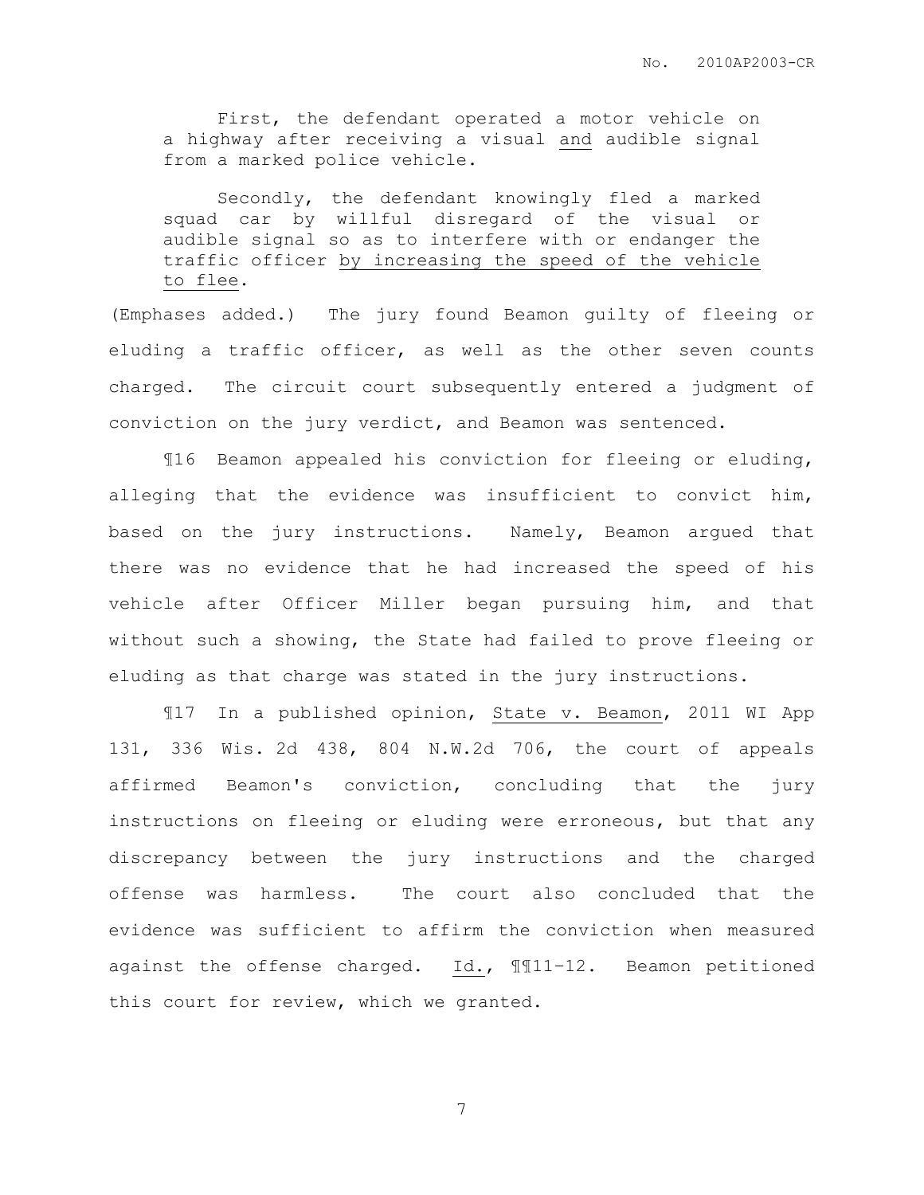> First, the defendant operated a motor vehicle on a highway after receiving a visual <u>and</u> audible signal from a marked police vehicle.
>
> Secondly, the defendant knowingly fled a marked squad car by willful disregard of the visual or audible signal so as to interfere with or endanger the traffic officer <u>by increasing the speed of the vehicle to flee</u>.

(Emphases added.) The jury found Beamon guilty of fleeing or eluding a traffic officer, as well as the other seven counts charged. The circuit court subsequently entered a judgment of conviction on the jury verdict, and Beamon was sentenced.

¶16 Beamon appealed his conviction for fleeing or eluding, alleging that the evidence was insufficient to convict him, based on the jury instructions. Namely, Beamon argued that there was no evidence that he had increased the speed of his vehicle after Officer Miller began pursuing him, and that without such a showing, the State had failed to prove fleeing or eluding as that charge was stated in the jury instructions.

¶17 In a published opinion, <u>State v. Beamon</u>, 2011 WI App 131, 336 Wis. 2d 438, 804 N.W.2d 706, the court of appeals affirmed Beamon's conviction, concluding that the jury instructions on fleeing or eluding were erroneous, but that any discrepancy between the jury instructions and the charged offense was harmless. The court also concluded that the evidence was sufficient to affirm the conviction when measured against the offense charged. <u>Id.</u>, ¶¶11-12. Beamon petitioned this court for review, which we granted.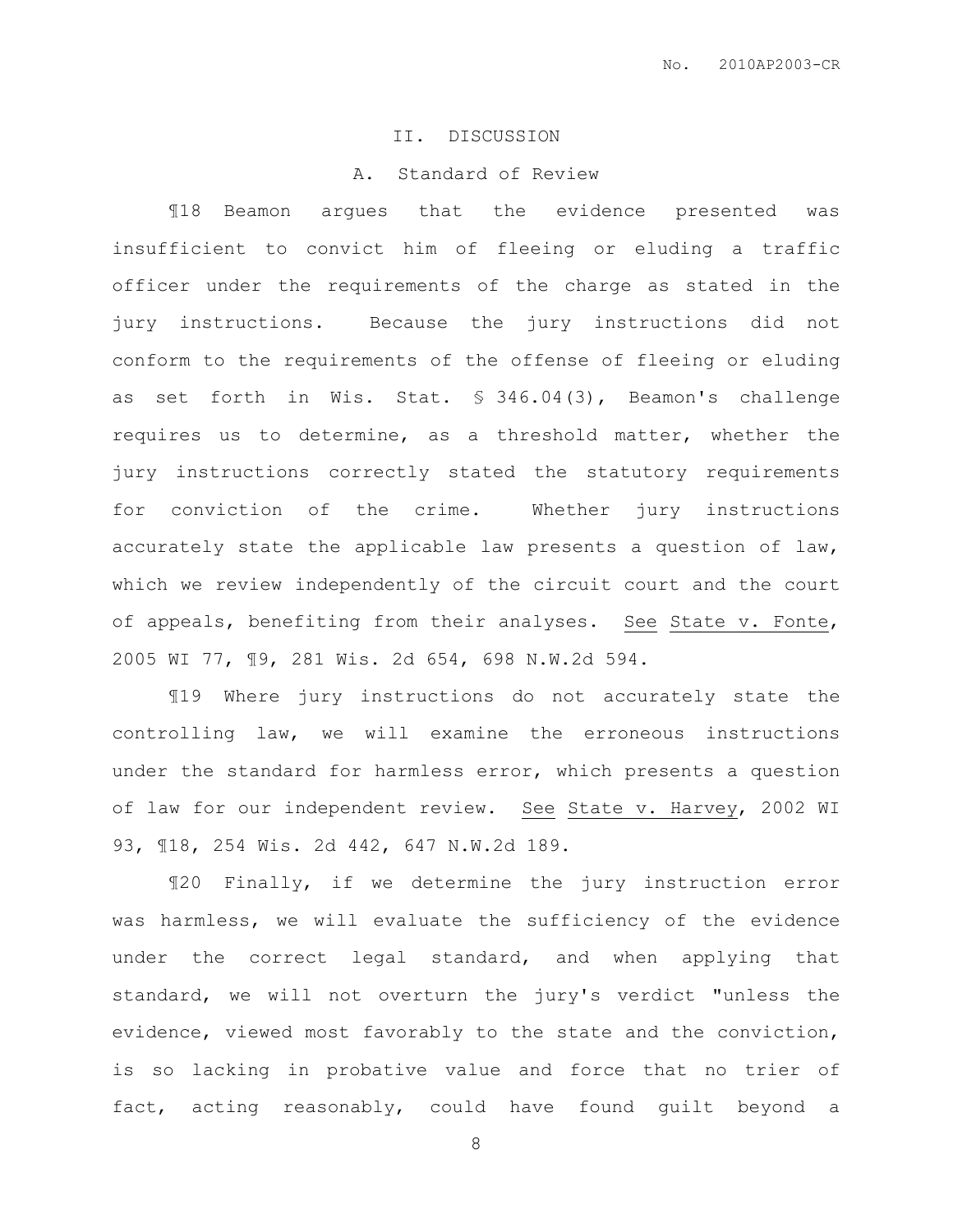## II. DISCUSSION

### A. Standard of Review

¶18 Beamon argues that the evidence presented was insufficient to convict him of fleeing or eluding a traffic officer under the requirements of the charge as stated in the jury instructions. Because the jury instructions did not conform to the requirements of the offense of fleeing or eluding as set forth in Wis. Stat. § 346.04(3), Beamon's challenge requires us to determine, as a threshold matter, whether the jury instructions correctly stated the statutory requirements for conviction of the crime. Whether jury instructions accurately state the applicable law presents a question of law, which we review independently of the circuit court and the court of appeals, benefiting from their analyses. See State v. Fonte, 2005 WI 77, ¶9, 281 Wis. 2d 654, 698 N.W.2d 594.

¶19 Where jury instructions do not accurately state the controlling law, we will examine the erroneous instructions under the standard for harmless error, which presents a question of law for our independent review. See State v. Harvey, 2002 WI 93, ¶18, 254 Wis. 2d 442, 647 N.W.2d 189.

¶20 Finally, if we determine the jury instruction error was harmless, we will evaluate the sufficiency of the evidence under the correct legal standard, and when applying that standard, we will not overturn the jury's verdict "unless the evidence, viewed most favorably to the state and the conviction, is so lacking in probative value and force that no trier of fact, acting reasonably, could have found guilt beyond a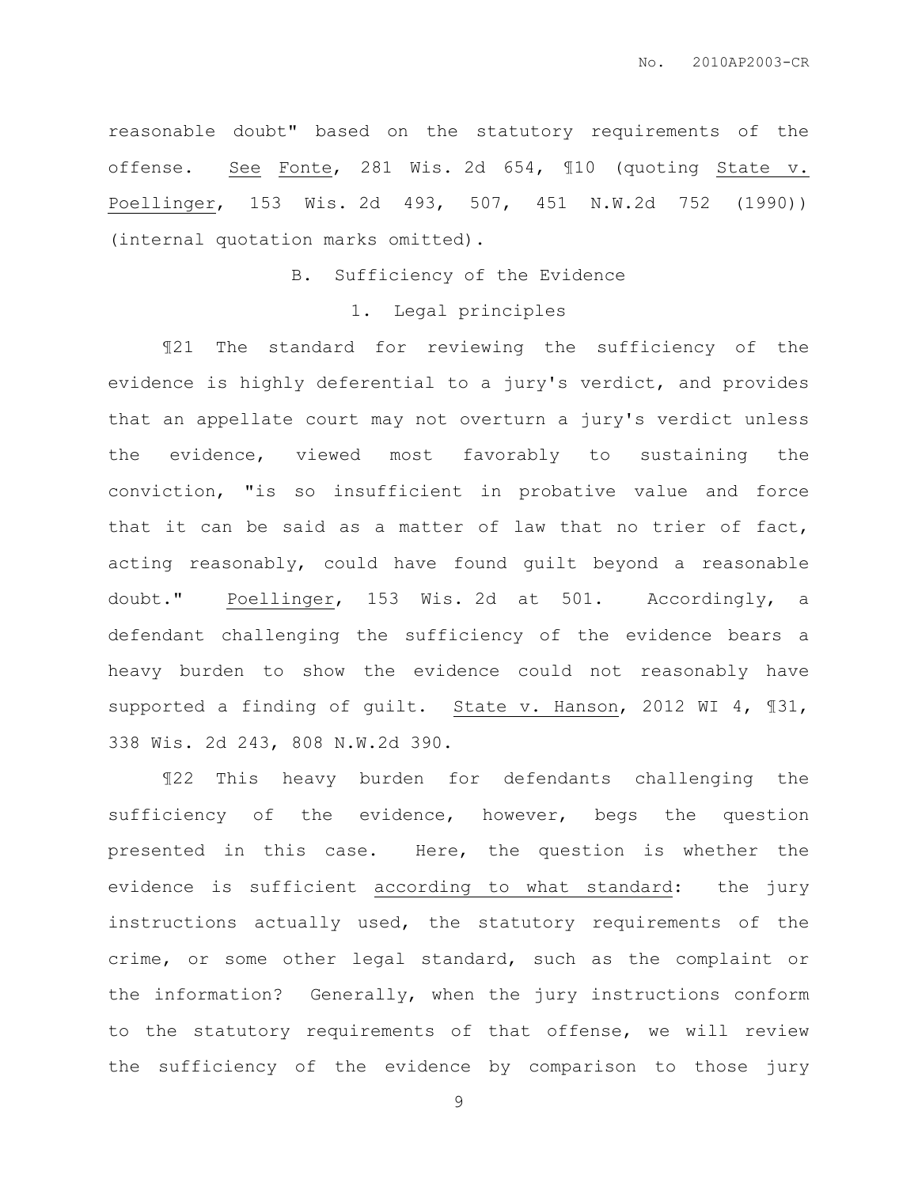reasonable doubt" based on the statutory requirements of the offense. See Fonte, 281 Wis. 2d 654, ¶10 (quoting State v. Poellinger, 153 Wis. 2d 493, 507, 451 N.W.2d 752 (1990)) (internal quotation marks omitted).

## B. Sufficiency of the Evidence

### 1. Legal principles

¶21 The standard for reviewing the sufficiency of the evidence is highly deferential to a jury's verdict, and provides that an appellate court may not overturn a jury's verdict unless the evidence, viewed most favorably to sustaining the conviction, "is so insufficient in probative value and force that it can be said as a matter of law that no trier of fact, acting reasonably, could have found guilt beyond a reasonable doubt." Poellinger, 153 Wis. 2d at 501. Accordingly, a defendant challenging the sufficiency of the evidence bears a heavy burden to show the evidence could not reasonably have supported a finding of guilt. State v. Hanson, 2012 WI 4, ¶31, 338 Wis. 2d 243, 808 N.W.2d 390.

¶22 This heavy burden for defendants challenging the sufficiency of the evidence, however, begs the question presented in this case. Here, the question is whether the evidence is sufficient according to what standard: the jury instructions actually used, the statutory requirements of the crime, or some other legal standard, such as the complaint or the information? Generally, when the jury instructions conform to the statutory requirements of that offense, we will review the sufficiency of the evidence by comparison to those jury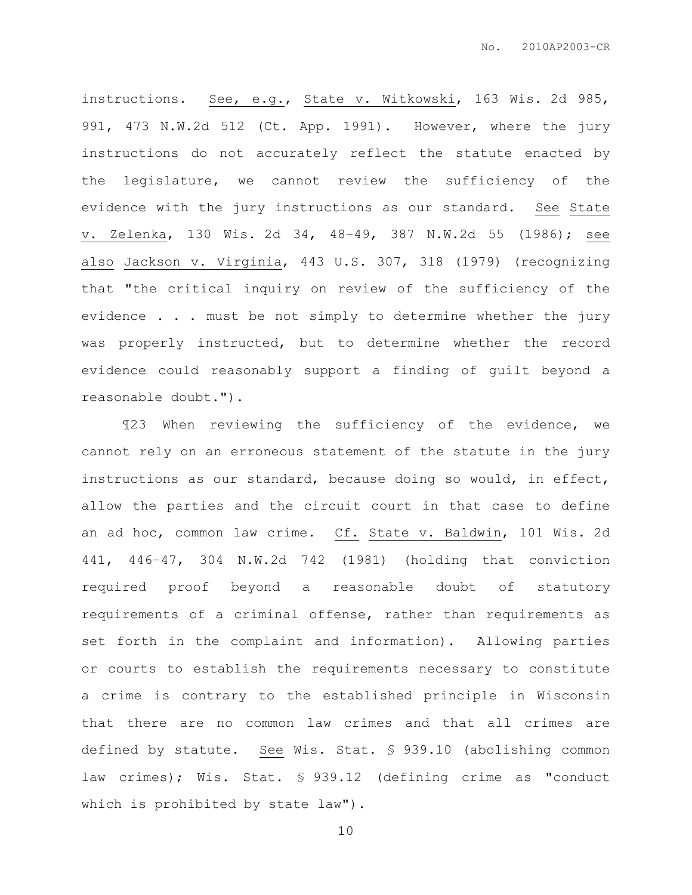instructions. See, e.g., State v. Witkowski, 163 Wis. 2d 985, 991, 473 N.W.2d 512 (Ct. App. 1991). However, where the jury instructions do not accurately reflect the statute enacted by the legislature, we cannot review the sufficiency of the evidence with the jury instructions as our standard. See State v. Zelenka, 130 Wis. 2d 34, 48–49, 387 N.W.2d 55 (1986); see also Jackson v. Virginia, 443 U.S. 307, 318 (1979) (recognizing that "the critical inquiry on review of the sufficiency of the evidence . . . must be not simply to determine whether the jury was properly instructed, but to determine whether the record evidence could reasonably support a finding of guilt beyond a reasonable doubt.").

¶23 When reviewing the sufficiency of the evidence, we cannot rely on an erroneous statement of the statute in the jury instructions as our standard, because doing so would, in effect, allow the parties and the circuit court in that case to define an ad hoc, common law crime. Cf. State v. Baldwin, 101 Wis. 2d 441, 446–47, 304 N.W.2d 742 (1981) (holding that conviction required proof beyond a reasonable doubt of statutory requirements of a criminal offense, rather than requirements as set forth in the complaint and information). Allowing parties or courts to establish the requirements necessary to constitute a crime is contrary to the established principle in Wisconsin that there are no common law crimes and that all crimes are defined by statute. See Wis. Stat. § 939.10 (abolishing common law crimes); Wis. Stat. § 939.12 (defining crime as "conduct which is prohibited by state law").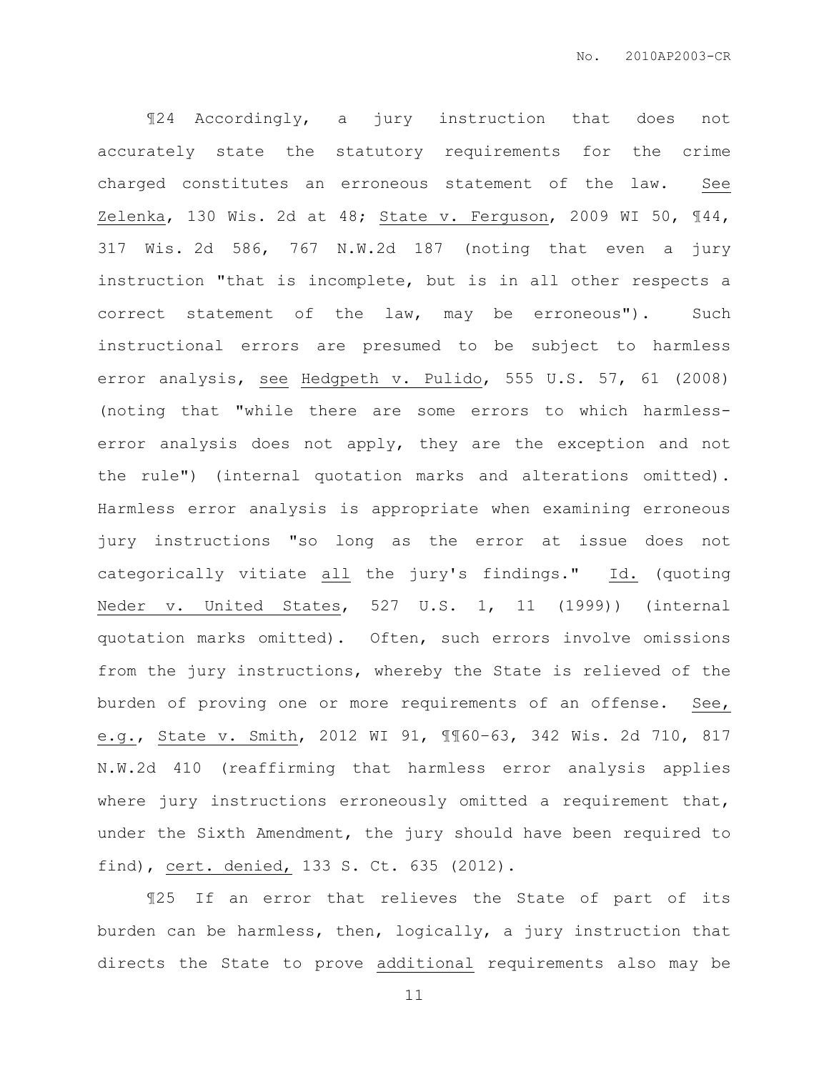¶24 Accordingly, a jury instruction that does not accurately state the statutory requirements for the crime charged constitutes an erroneous statement of the law. See Zelenka, 130 Wis. 2d at 48; State v. Ferguson, 2009 WI 50, ¶44, 317 Wis. 2d 586, 767 N.W.2d 187 (noting that even a jury instruction "that is incomplete, but is in all other respects a correct statement of the law, may be erroneous"). Such instructional errors are presumed to be subject to harmless error analysis, see Hedgpeth v. Pulido, 555 U.S. 57, 61 (2008) (noting that "while there are some errors to which harmless-error analysis does not apply, they are the exception and not the rule") (internal quotation marks and alterations omitted). Harmless error analysis is appropriate when examining erroneous jury instructions "so long as the error at issue does not categorically vitiate all the jury's findings." Id. (quoting Neder v. United States, 527 U.S. 1, 11 (1999)) (internal quotation marks omitted). Often, such errors involve omissions from the jury instructions, whereby the State is relieved of the burden of proving one or more requirements of an offense. See, e.g., State v. Smith, 2012 WI 91, ¶¶60–63, 342 Wis. 2d 710, 817 N.W.2d 410 (reaffirming that harmless error analysis applies where jury instructions erroneously omitted a requirement that, under the Sixth Amendment, the jury should have been required to find), cert. denied, 133 S. Ct. 635 (2012).

¶25 If an error that relieves the State of part of its burden can be harmless, then, logically, a jury instruction that directs the State to prove additional requirements also may be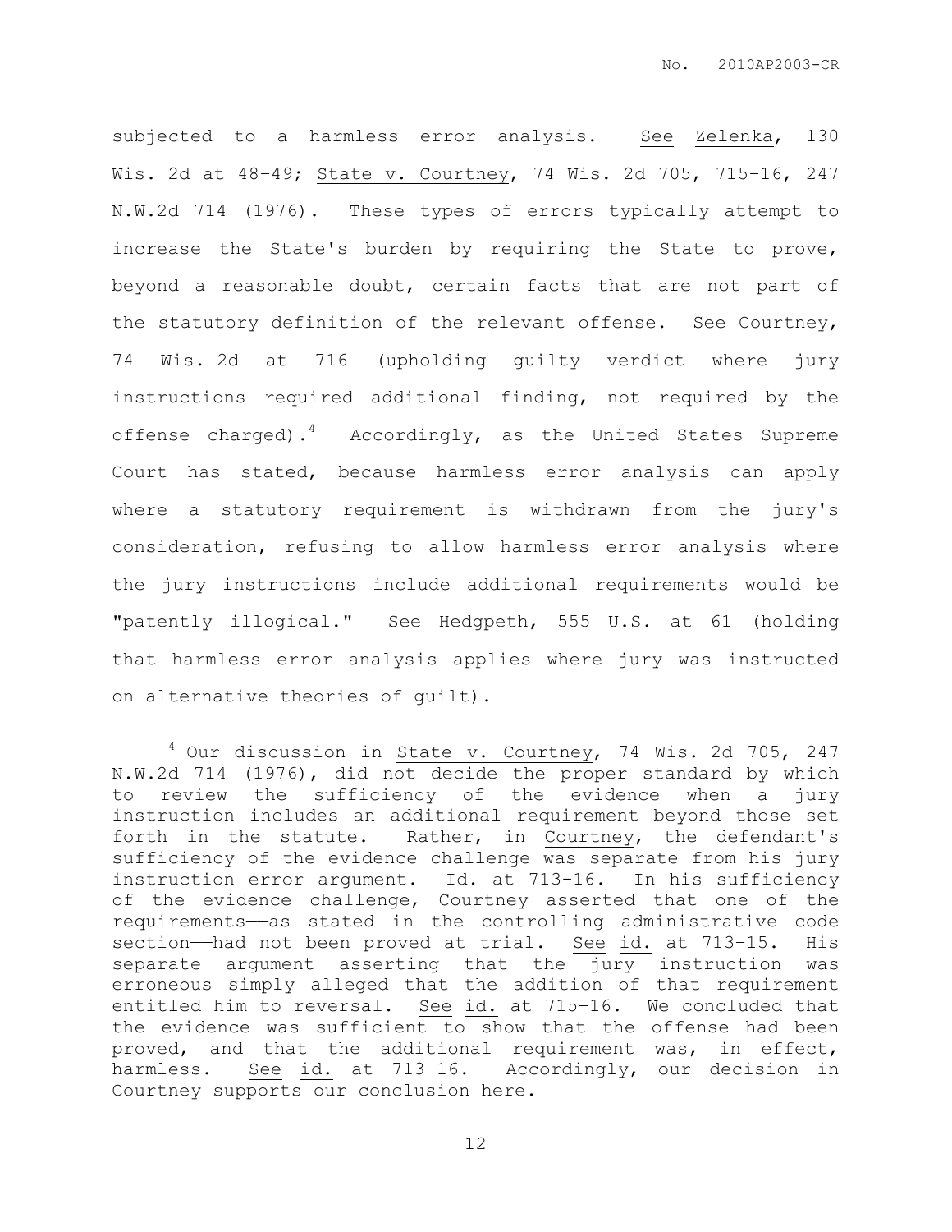subjected to a harmless error analysis. See Zelenka, 130 Wis. 2d at 48–49; State v. Courtney, 74 Wis. 2d 705, 715–16, 247 N.W.2d 714 (1976). These types of errors typically attempt to increase the State's burden by requiring the State to prove, beyond a reasonable doubt, certain facts that are not part of the statutory definition of the relevant offense. See Courtney, 74 Wis. 2d at 716 (upholding guilty verdict where jury instructions required additional finding, not required by the offense charged).[4] Accordingly, as the United States Supreme Court has stated, because harmless error analysis can apply where a statutory requirement is withdrawn from the jury's consideration, refusing to allow harmless error analysis where the jury instructions include additional requirements would be "patently illogical." See Hedgpeth, 555 U.S. at 61 (holding that harmless error analysis applies where jury was instructed on alternative theories of guilt).

---

[4] Our discussion in State v. Courtney, 74 Wis. 2d 705, 247 N.W.2d 714 (1976), did not decide the proper standard by which to review the sufficiency of the evidence when a jury instruction includes an additional requirement beyond those set forth in the statute. Rather, in Courtney, the defendant's sufficiency of the evidence challenge was separate from his jury instruction error argument. Id. at 713-16. In his sufficiency of the evidence challenge, Courtney asserted that one of the requirements——as stated in the controlling administrative code section——had not been proved at trial. See id. at 713–15. His separate argument asserting that the jury instruction was erroneous simply alleged that the addition of that requirement entitled him to reversal. See id. at 715–16. We concluded that the evidence was sufficient to show that the offense had been proved, and that the additional requirement was, in effect, harmless. See id. at 713–16. Accordingly, our decision in Courtney supports our conclusion here.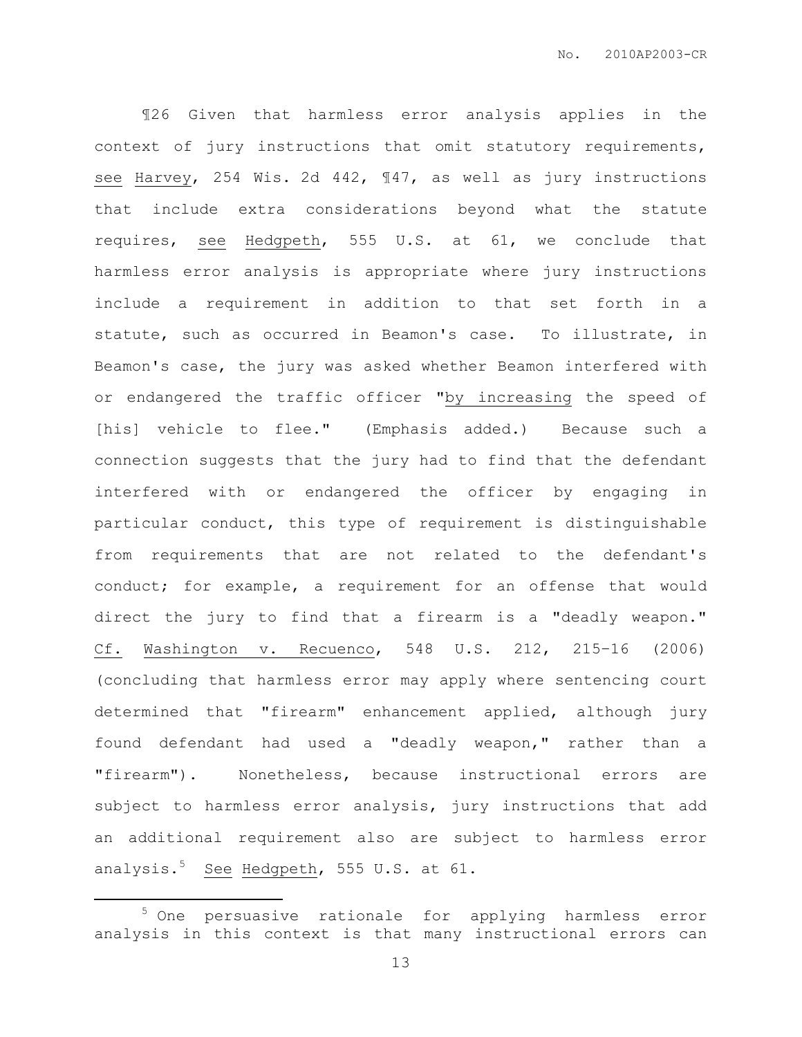¶26 Given that harmless error analysis applies in the context of jury instructions that omit statutory requirements, see Harvey, 254 Wis. 2d 442, ¶47, as well as jury instructions that include extra considerations beyond what the statute requires, see Hedgpeth, 555 U.S. at 61, we conclude that harmless error analysis is appropriate where jury instructions include a requirement in addition to that set forth in a statute, such as occurred in Beamon's case. To illustrate, in Beamon's case, the jury was asked whether Beamon interfered with or endangered the traffic officer "by increasing the speed of [his] vehicle to flee." (Emphasis added.) Because such a connection suggests that the jury had to find that the defendant interfered with or endangered the officer by engaging in particular conduct, this type of requirement is distinguishable from requirements that are not related to the defendant's conduct; for example, a requirement for an offense that would direct the jury to find that a firearm is a "deadly weapon." Cf. Washington v. Recuenco, 548 U.S. 212, 215–16 (2006) (concluding that harmless error may apply where sentencing court determined that "firearm" enhancement applied, although jury found defendant had used a "deadly weapon," rather than a "firearm"). Nonetheless, because instructional errors are subject to harmless error analysis, jury instructions that add an additional requirement also are subject to harmless error analysis.[5] See Hedgpeth, 555 U.S. at 61.

---

[5] One persuasive rationale for applying harmless error analysis in this context is that many instructional errors can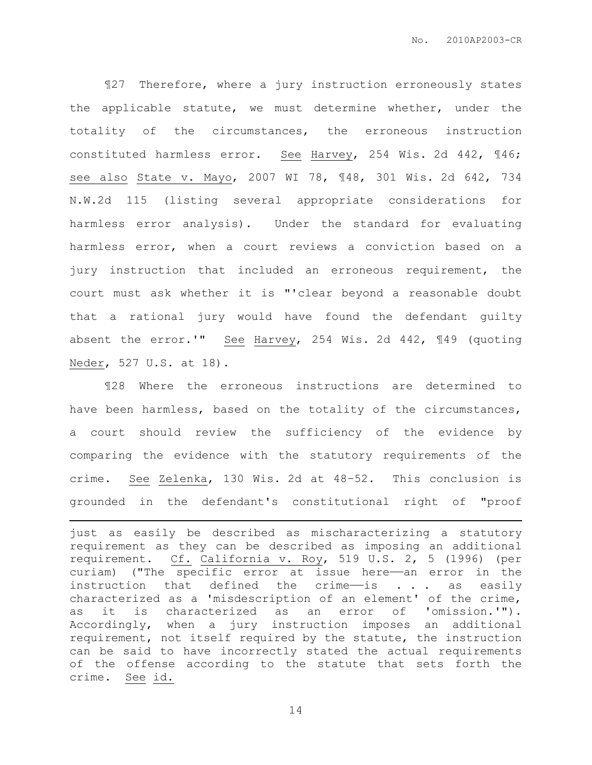¶27 Therefore, where a jury instruction erroneously states the applicable statute, we must determine whether, under the totality of the circumstances, the erroneous instruction constituted harmless error. See Harvey, 254 Wis. 2d 442, ¶46; see also State v. Mayo, 2007 WI 78, ¶48, 301 Wis. 2d 642, 734 N.W.2d 115 (listing several appropriate considerations for harmless error analysis). Under the standard for evaluating harmless error, when a court reviews a conviction based on a jury instruction that included an erroneous requirement, the court must ask whether it is "'clear beyond a reasonable doubt that a rational jury would have found the defendant guilty absent the error.'" See Harvey, 254 Wis. 2d 442, ¶49 (quoting Neder, 527 U.S. at 18).

¶28 Where the erroneous instructions are determined to have been harmless, based on the totality of the circumstances, a court should review the sufficiency of the evidence by comparing the evidence with the statutory requirements of the crime. See Zelenka, 130 Wis. 2d at 48-52. This conclusion is grounded in the defendant's constitutional right of "proof

---

just as easily be described as mischaracterizing a statutory requirement as they can be described as imposing an additional requirement. Cf. California v. Roy, 519 U.S. 2, 5 (1996) (per curiam) ("The specific error at issue here——an error in the instruction that defined the crime——is . . . as easily characterized as a 'misdescription of an element' of the crime, as it is characterized as an error of 'omission.'"). Accordingly, when a jury instruction imposes an additional requirement, not itself required by the statute, the instruction can be said to have incorrectly stated the actual requirements of the offense according to the statute that sets forth the crime. See id.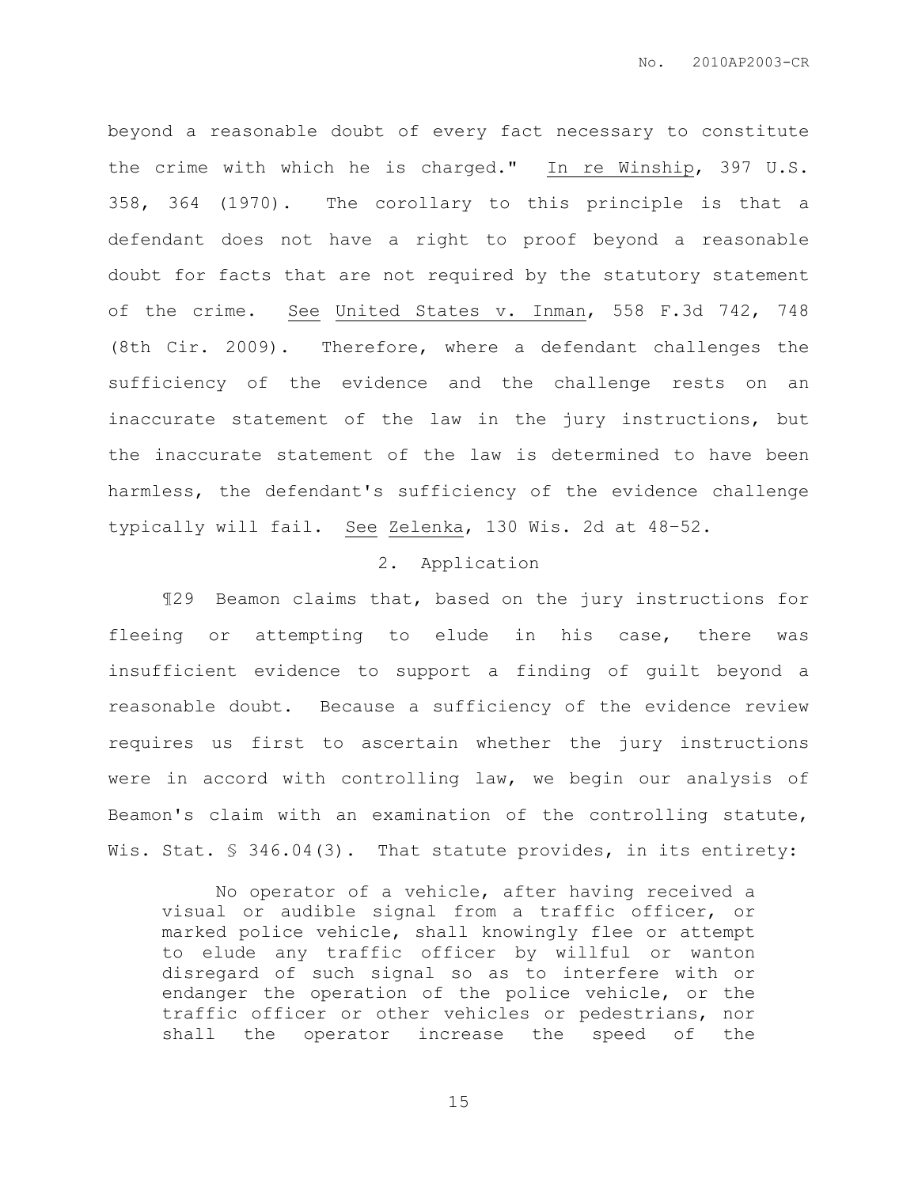beyond a reasonable doubt of every fact necessary to constitute the crime with which he is charged." In re Winship, 397 U.S. 358, 364 (1970). The corollary to this principle is that a defendant does not have a right to proof beyond a reasonable doubt for facts that are not required by the statutory statement of the crime. See United States v. Inman, 558 F.3d 742, 748 (8th Cir. 2009). Therefore, where a defendant challenges the sufficiency of the evidence and the challenge rests on an inaccurate statement of the law in the jury instructions, but the inaccurate statement of the law is determined to have been harmless, the defendant's sufficiency of the evidence challenge typically will fail. See Zelenka, 130 Wis. 2d at 48-52.

2. Application

¶29 Beamon claims that, based on the jury instructions for fleeing or attempting to elude in his case, there was insufficient evidence to support a finding of guilt beyond a reasonable doubt. Because a sufficiency of the evidence review requires us first to ascertain whether the jury instructions were in accord with controlling law, we begin our analysis of Beamon's claim with an examination of the controlling statute, Wis. Stat. § 346.04(3). That statute provides, in its entirety:

> No operator of a vehicle, after having received a visual or audible signal from a traffic officer, or marked police vehicle, shall knowingly flee or attempt to elude any traffic officer by willful or wanton disregard of such signal so as to interfere with or endanger the operation of the police vehicle, or the traffic officer or other vehicles or pedestrians, nor shall the operator increase the speed of the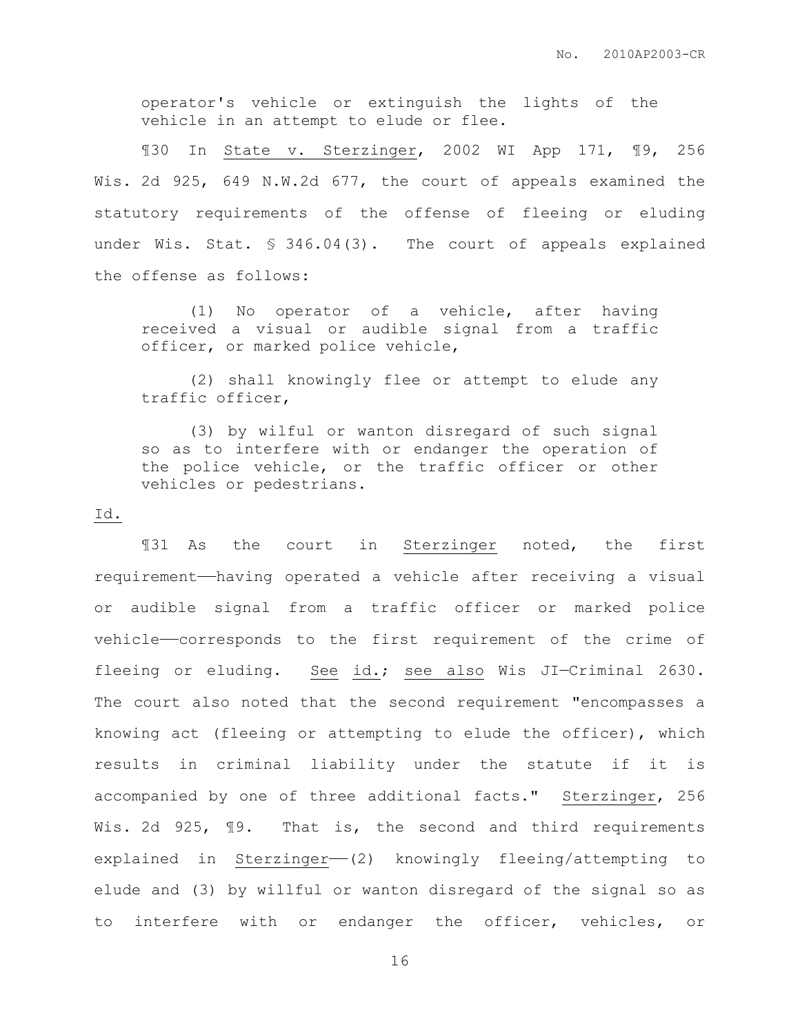> operator's vehicle or extinguish the lights of the vehicle in an attempt to elude or flee.

¶30 In State v. Sterzinger, 2002 WI App 171, ¶9, 256 Wis. 2d 925, 649 N.W.2d 677, the court of appeals examined the statutory requirements of the offense of fleeing or eluding under Wis. Stat. § 346.04(3). The court of appeals explained the offense as follows:

> (1) No operator of a vehicle, after having received a visual or audible signal from a traffic officer, or marked police vehicle,
>
> (2) shall knowingly flee or attempt to elude any traffic officer,
>
> (3) by wilful or wanton disregard of such signal so as to interfere with or endanger the operation of the police vehicle, or the traffic officer or other vehicles or pedestrians.

Id.

¶31 As the court in Sterzinger noted, the first requirement——having operated a vehicle after receiving a visual or audible signal from a traffic officer or marked police vehicle——corresponds to the first requirement of the crime of fleeing or eluding. See id.; see also Wis JI—Criminal 2630. The court also noted that the second requirement "encompasses a knowing act (fleeing or attempting to elude the officer), which results in criminal liability under the statute if it is accompanied by one of three additional facts." Sterzinger, 256 Wis. 2d 925, ¶9. That is, the second and third requirements explained in Sterzinger——(2) knowingly fleeing/attempting to elude and (3) by willful or wanton disregard of the signal so as to interfere with or endanger the officer, vehicles, or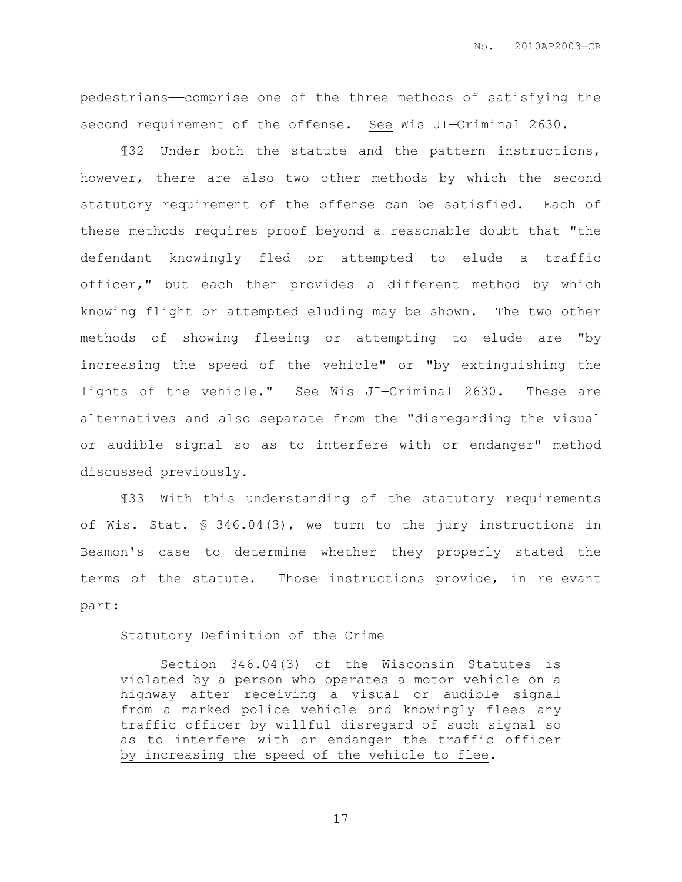pedestrians——comprise <u>one</u> of the three methods of satisfying the second requirement of the offense. <u>See</u> Wis JI—Criminal 2630.

¶32 Under both the statute and the pattern instructions, however, there are also two other methods by which the second statutory requirement of the offense can be satisfied. Each of these methods requires proof beyond a reasonable doubt that "the defendant knowingly fled or attempted to elude a traffic officer," but each then provides a different method by which knowing flight or attempted eluding may be shown. The two other methods of showing fleeing or attempting to elude are "by increasing the speed of the vehicle" or "by extinguishing the lights of the vehicle." <u>See</u> Wis JI—Criminal 2630. These are alternatives and also separate from the "disregarding the visual or audible signal so as to interfere with or endanger" method discussed previously.

¶33 With this understanding of the statutory requirements of Wis. Stat. § 346.04(3), we turn to the jury instructions in Beamon's case to determine whether they properly stated the terms of the statute. Those instructions provide, in relevant part:

> Statutory Definition of the Crime
>
> Section 346.04(3) of the Wisconsin Statutes is violated by a person who operates a motor vehicle on a highway after receiving a visual or audible signal from a marked police vehicle and knowingly flees any traffic officer by willful disregard of such signal so as to interfere with or endanger the traffic officer <u>by increasing the speed of the vehicle to flee</u>.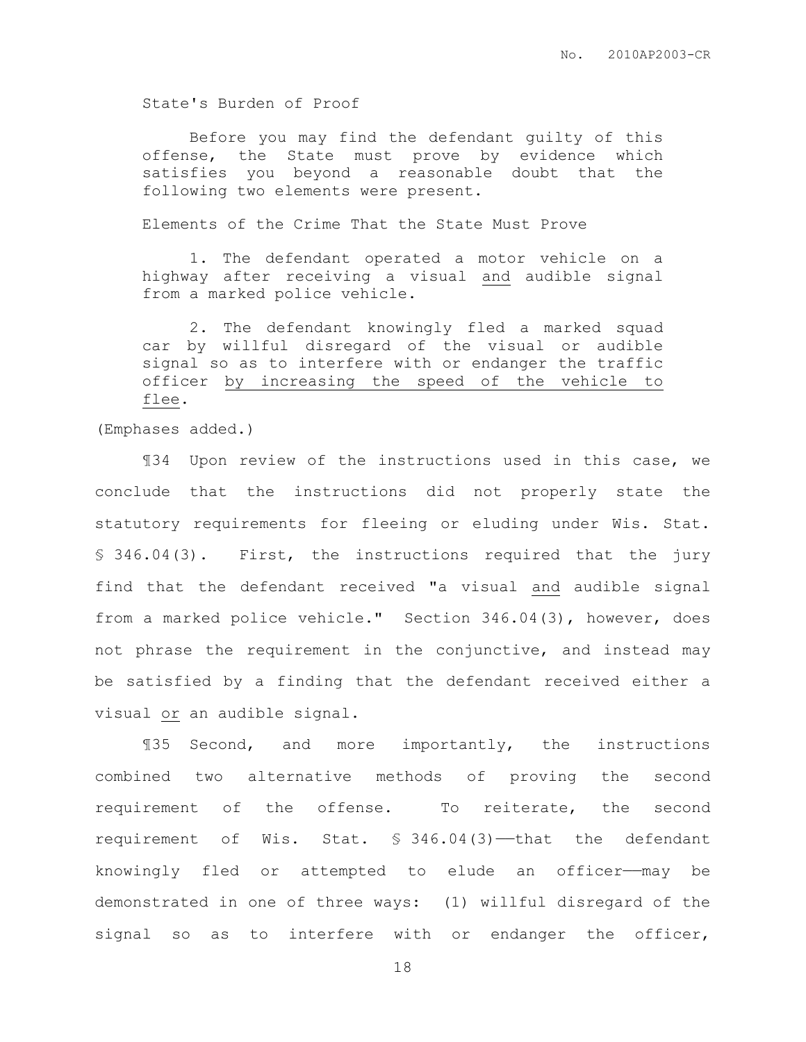State's Burden of Proof

> Before you may find the defendant guilty of this offense, the State must prove by evidence which satisfies you beyond a reasonable doubt that the following two elements were present.

Elements of the Crime That the State Must Prove

> 1. The defendant operated a motor vehicle on a highway after receiving a visual <u>and</u> audible signal from a marked police vehicle.
>
> 2. The defendant knowingly fled a marked squad car by willful disregard of the visual or audible signal so as to interfere with or endanger the traffic officer <u>by increasing the speed of the vehicle to flee</u>.

(Emphases added.)

¶34 Upon review of the instructions used in this case, we conclude that the instructions did not properly state the statutory requirements for fleeing or eluding under Wis. Stat. § 346.04(3). First, the instructions required that the jury find that the defendant received "a visual <u>and</u> audible signal from a marked police vehicle." Section 346.04(3), however, does not phrase the requirement in the conjunctive, and instead may be satisfied by a finding that the defendant received either a visual <u>or</u> an audible signal.

¶35 Second, and more importantly, the instructions combined two alternative methods of proving the second requirement of the offense. To reiterate, the second requirement of Wis. Stat. § 346.04(3)——that the defendant knowingly fled or attempted to elude an officer——may be demonstrated in one of three ways: (1) willful disregard of the signal so as to interfere with or endanger the officer,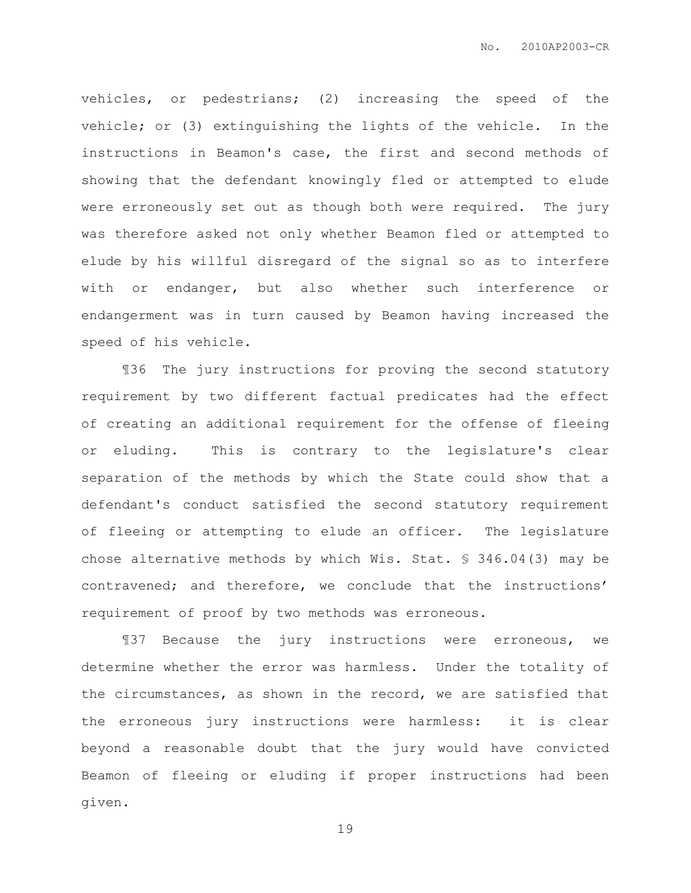vehicles, or pedestrians; (2) increasing the speed of the vehicle; or (3) extinguishing the lights of the vehicle. In the instructions in Beamon's case, the first and second methods of showing that the defendant knowingly fled or attempted to elude were erroneously set out as though both were required. The jury was therefore asked not only whether Beamon fled or attempted to elude by his willful disregard of the signal so as to interfere with or endanger, but also whether such interference or endangerment was in turn caused by Beamon having increased the speed of his vehicle.

¶36 The jury instructions for proving the second statutory requirement by two different factual predicates had the effect of creating an additional requirement for the offense of fleeing or eluding. This is contrary to the legislature's clear separation of the methods by which the State could show that a defendant's conduct satisfied the second statutory requirement of fleeing or attempting to elude an officer. The legislature chose alternative methods by which Wis. Stat. § 346.04(3) may be contravened; and therefore, we conclude that the instructions' requirement of proof by two methods was erroneous.

¶37 Because the jury instructions were erroneous, we determine whether the error was harmless. Under the totality of the circumstances, as shown in the record, we are satisfied that the erroneous jury instructions were harmless: it is clear beyond a reasonable doubt that the jury would have convicted Beamon of fleeing or eluding if proper instructions had been given.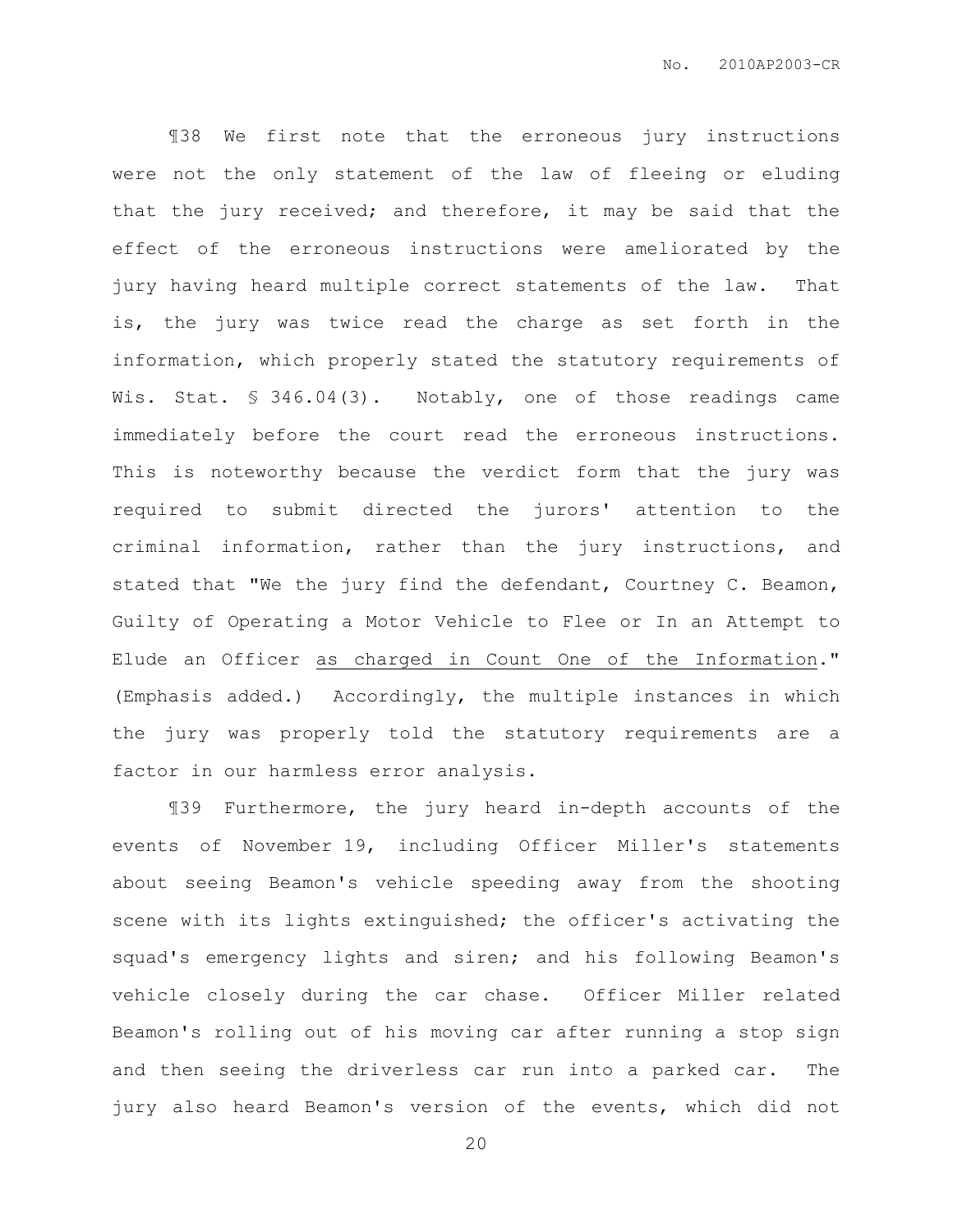¶38 We first note that the erroneous jury instructions were not the only statement of the law of fleeing or eluding that the jury received; and therefore, it may be said that the effect of the erroneous instructions were ameliorated by the jury having heard multiple correct statements of the law. That is, the jury was twice read the charge as set forth in the information, which properly stated the statutory requirements of Wis. Stat. § 346.04(3). Notably, one of those readings came immediately before the court read the erroneous instructions. This is noteworthy because the verdict form that the jury was required to submit directed the jurors' attention to the criminal information, rather than the jury instructions, and stated that "We the jury find the defendant, Courtney C. Beamon, Guilty of Operating a Motor Vehicle to Flee or In an Attempt to Elude an Officer <u>as charged in Count One of the Information</u>." (Emphasis added.) Accordingly, the multiple instances in which the jury was properly told the statutory requirements are a factor in our harmless error analysis.

¶39 Furthermore, the jury heard in-depth accounts of the events of November 19, including Officer Miller's statements about seeing Beamon's vehicle speeding away from the shooting scene with its lights extinguished; the officer's activating the squad's emergency lights and siren; and his following Beamon's vehicle closely during the car chase. Officer Miller related Beamon's rolling out of his moving car after running a stop sign and then seeing the driverless car run into a parked car. The jury also heard Beamon's version of the events, which did not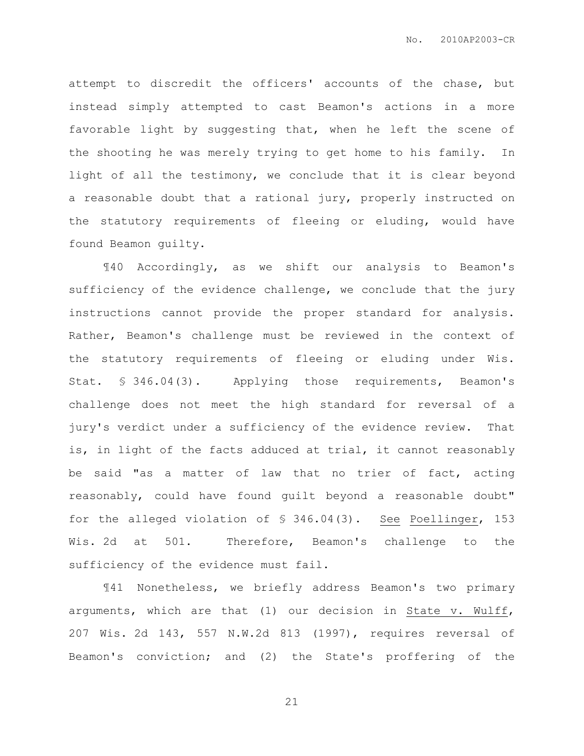attempt to discredit the officers' accounts of the chase, but instead simply attempted to cast Beamon's actions in a more favorable light by suggesting that, when he left the scene of the shooting he was merely trying to get home to his family. In light of all the testimony, we conclude that it is clear beyond a reasonable doubt that a rational jury, properly instructed on the statutory requirements of fleeing or eluding, would have found Beamon guilty.

¶40 Accordingly, as we shift our analysis to Beamon's sufficiency of the evidence challenge, we conclude that the jury instructions cannot provide the proper standard for analysis. Rather, Beamon's challenge must be reviewed in the context of the statutory requirements of fleeing or eluding under Wis. Stat. § 346.04(3). Applying those requirements, Beamon's challenge does not meet the high standard for reversal of a jury's verdict under a sufficiency of the evidence review. That is, in light of the facts adduced at trial, it cannot reasonably be said "as a matter of law that no trier of fact, acting reasonably, could have found guilt beyond a reasonable doubt" for the alleged violation of § 346.04(3). See Poellinger, 153 Wis. 2d at 501. Therefore, Beamon's challenge to the sufficiency of the evidence must fail.

¶41 Nonetheless, we briefly address Beamon's two primary arguments, which are that (1) our decision in State v. Wulff, 207 Wis. 2d 143, 557 N.W.2d 813 (1997), requires reversal of Beamon's conviction; and (2) the State's proffering of the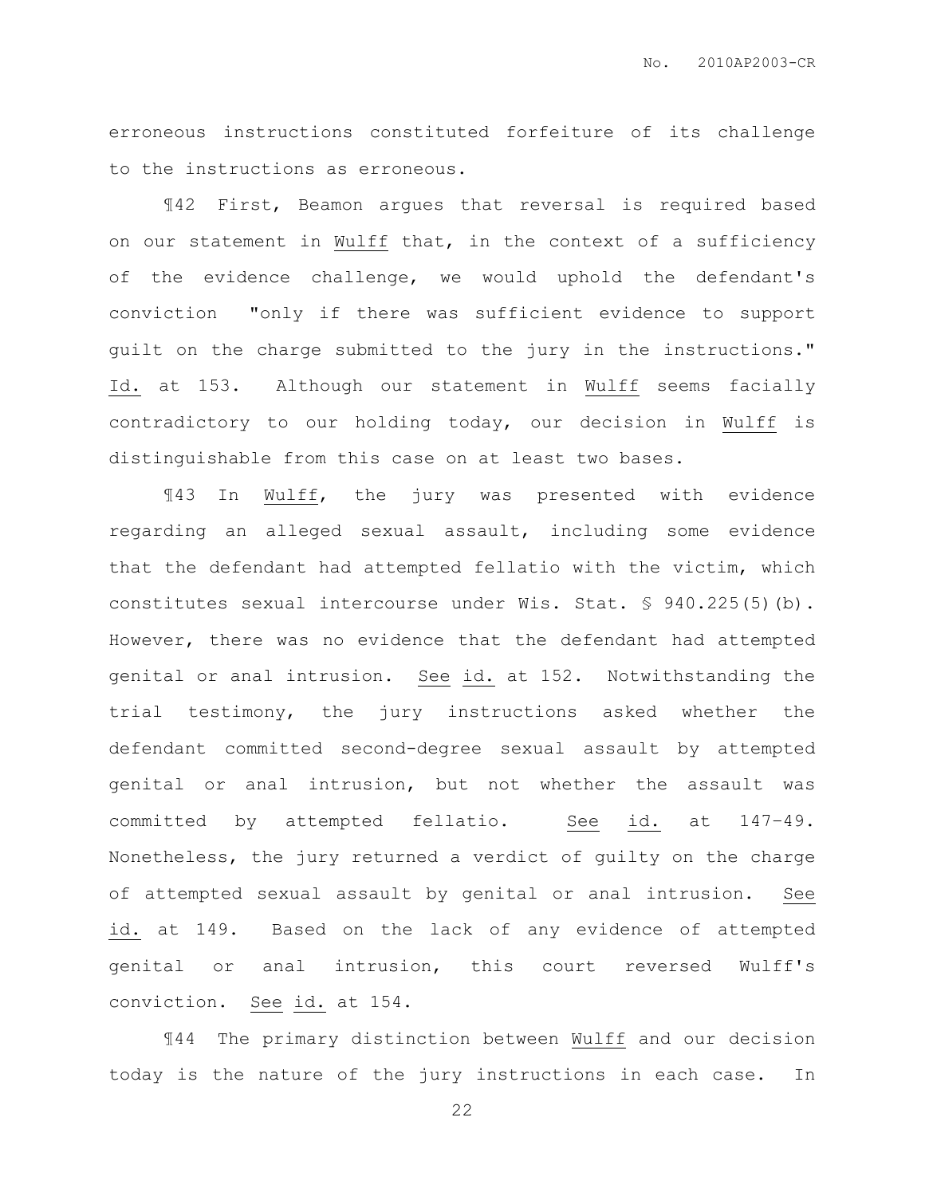erroneous instructions constituted forfeiture of its challenge to the instructions as erroneous.

¶42 First, Beamon argues that reversal is required based on our statement in Wulff that, in the context of a sufficiency of the evidence challenge, we would uphold the defendant's conviction "only if there was sufficient evidence to support guilt on the charge submitted to the jury in the instructions." Id. at 153. Although our statement in Wulff seems facially contradictory to our holding today, our decision in Wulff is distinguishable from this case on at least two bases.

¶43 In Wulff, the jury was presented with evidence regarding an alleged sexual assault, including some evidence that the defendant had attempted fellatio with the victim, which constitutes sexual intercourse under Wis. Stat. § 940.225(5)(b). However, there was no evidence that the defendant had attempted genital or anal intrusion. See id. at 152. Notwithstanding the trial testimony, the jury instructions asked whether the defendant committed second-degree sexual assault by attempted genital or anal intrusion, but not whether the assault was committed by attempted fellatio. See id. at 147–49. Nonetheless, the jury returned a verdict of guilty on the charge of attempted sexual assault by genital or anal intrusion. See id. at 149. Based on the lack of any evidence of attempted genital or anal intrusion, this court reversed Wulff's conviction. See id. at 154.

¶44 The primary distinction between Wulff and our decision today is the nature of the jury instructions in each case. In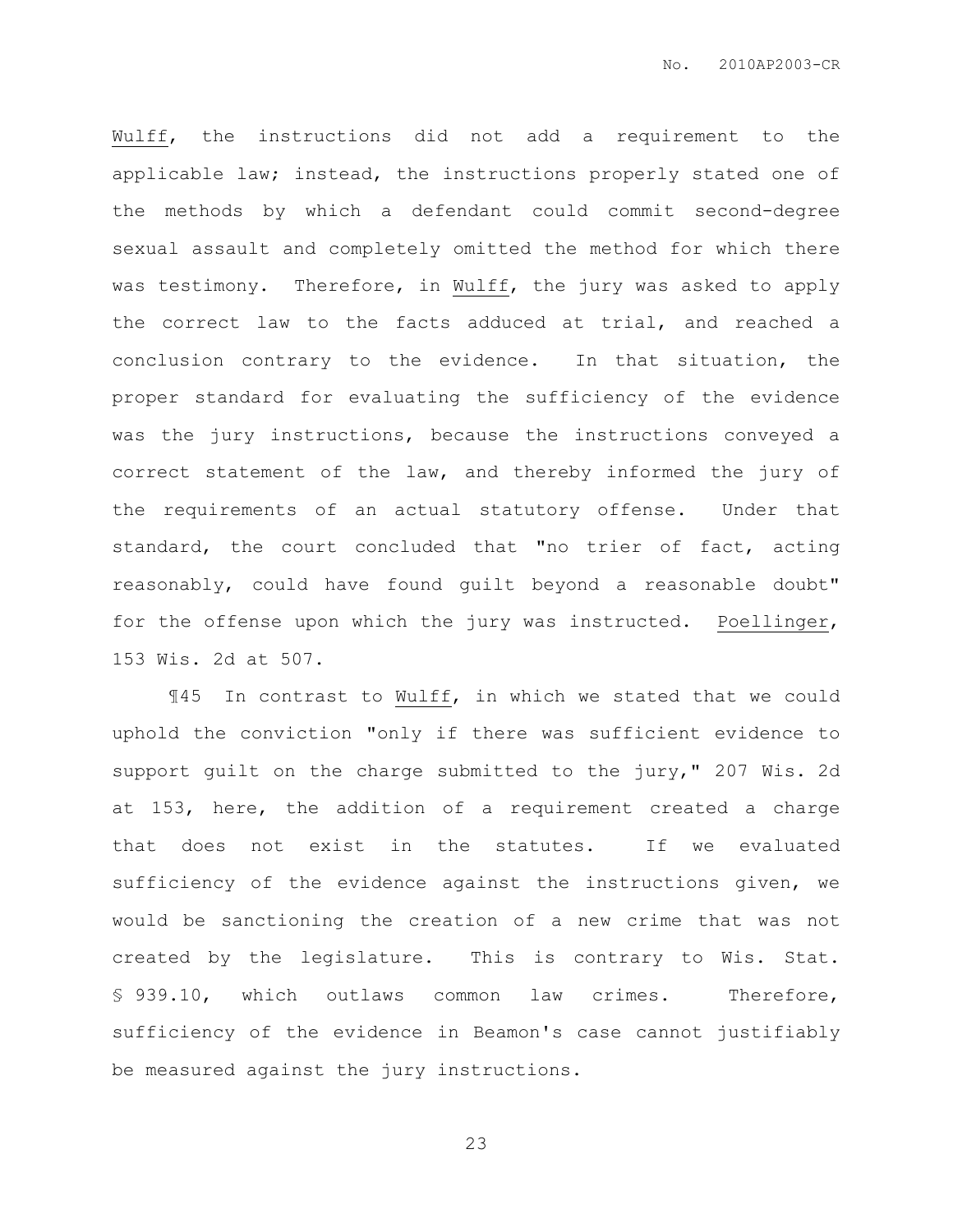Wulff, the instructions did not add a requirement to the applicable law; instead, the instructions properly stated one of the methods by which a defendant could commit second-degree sexual assault and completely omitted the method for which there was testimony. Therefore, in Wulff, the jury was asked to apply the correct law to the facts adduced at trial, and reached a conclusion contrary to the evidence. In that situation, the proper standard for evaluating the sufficiency of the evidence was the jury instructions, because the instructions conveyed a correct statement of the law, and thereby informed the jury of the requirements of an actual statutory offense. Under that standard, the court concluded that "no trier of fact, acting reasonably, could have found guilt beyond a reasonable doubt" for the offense upon which the jury was instructed. Poellinger, 153 Wis. 2d at 507.

¶45 In contrast to Wulff, in which we stated that we could uphold the conviction "only if there was sufficient evidence to support guilt on the charge submitted to the jury," 207 Wis. 2d at 153, here, the addition of a requirement created a charge that does not exist in the statutes. If we evaluated sufficiency of the evidence against the instructions given, we would be sanctioning the creation of a new crime that was not created by the legislature. This is contrary to Wis. Stat. § 939.10, which outlaws common law crimes. Therefore, sufficiency of the evidence in Beamon's case cannot justifiably be measured against the jury instructions.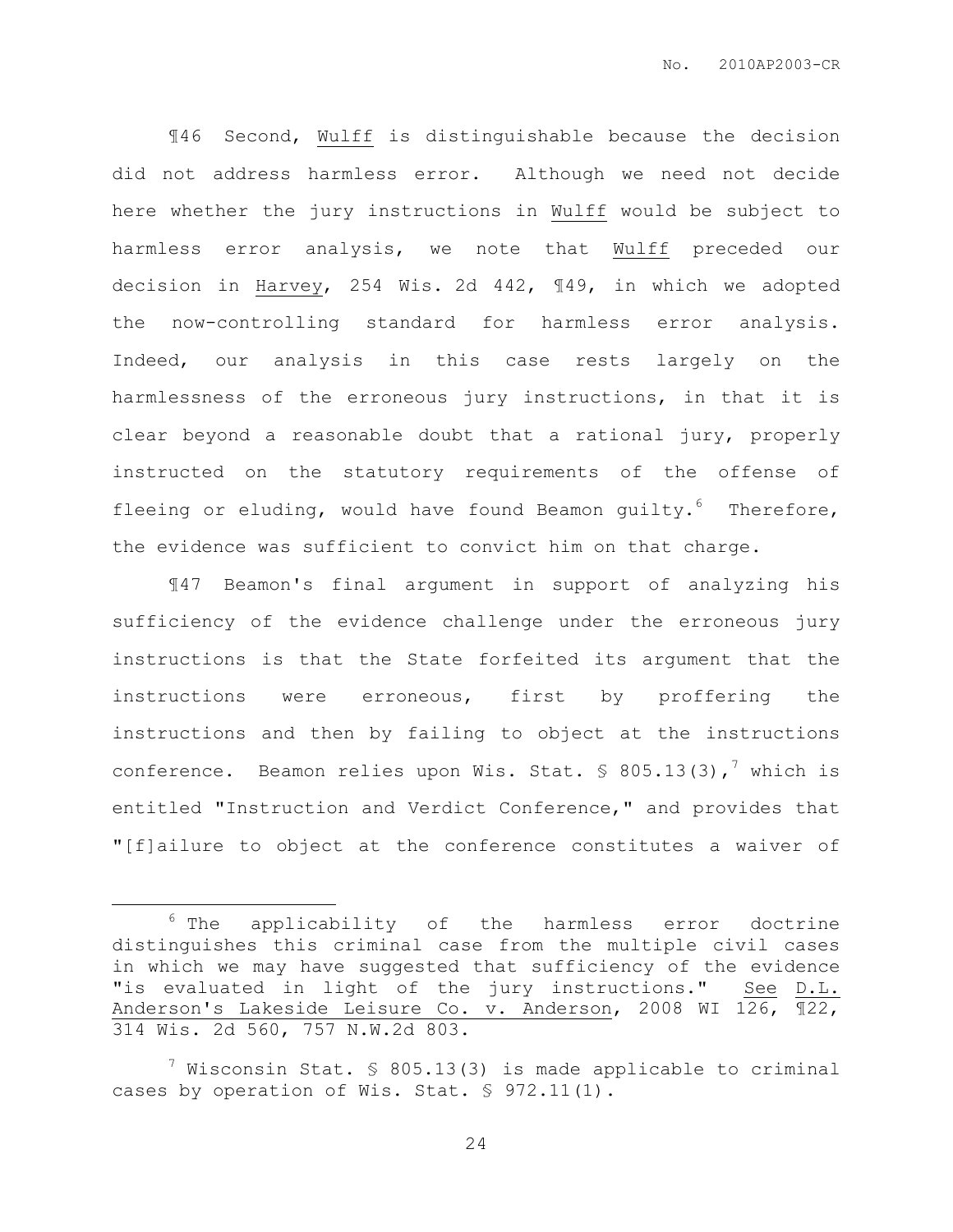¶46 Second, Wulff is distinguishable because the decision did not address harmless error. Although we need not decide here whether the jury instructions in Wulff would be subject to harmless error analysis, we note that Wulff preceded our decision in Harvey, 254 Wis. 2d 442, ¶49, in which we adopted the now-controlling standard for harmless error analysis. Indeed, our analysis in this case rests largely on the harmlessness of the erroneous jury instructions, in that it is clear beyond a reasonable doubt that a rational jury, properly instructed on the statutory requirements of the offense of fleeing or eluding, would have found Beamon guilty.[6] Therefore, the evidence was sufficient to convict him on that charge.

¶47 Beamon's final argument in support of analyzing his sufficiency of the evidence challenge under the erroneous jury instructions is that the State forfeited its argument that the instructions were erroneous, first by proffering the instructions and then by failing to object at the instructions conference. Beamon relies upon Wis. Stat. § 805.13(3),[7] which is entitled "Instruction and Verdict Conference," and provides that "[f]ailure to object at the conference constitutes a waiver of

---

[6] The applicability of the harmless error doctrine distinguishes this criminal case from the multiple civil cases in which we may have suggested that sufficiency of the evidence "is evaluated in light of the jury instructions." See D.L. Anderson's Lakeside Leisure Co. v. Anderson, 2008 WI 126, ¶22, 314 Wis. 2d 560, 757 N.W.2d 803.

[7] Wisconsin Stat. § 805.13(3) is made applicable to criminal cases by operation of Wis. Stat. § 972.11(1).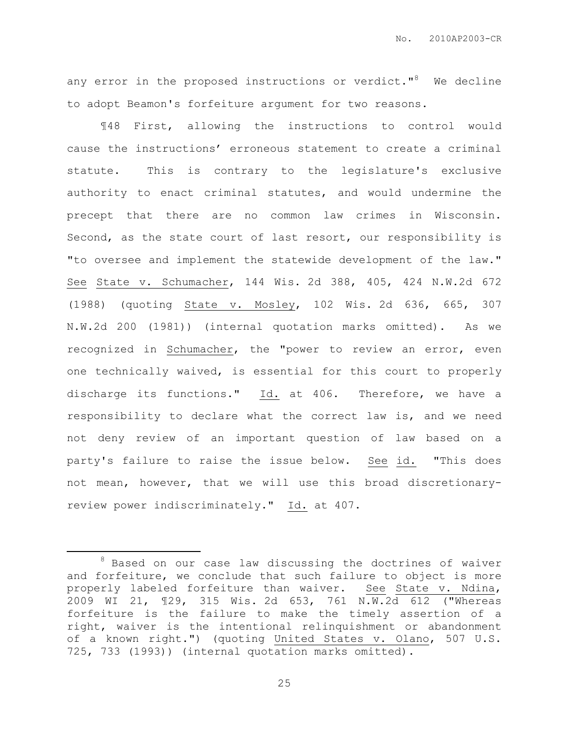any error in the proposed instructions or verdict."[8] We decline to adopt Beamon's forfeiture argument for two reasons.

¶48 First, allowing the instructions to control would cause the instructions' erroneous statement to create a criminal statute. This is contrary to the legislature's exclusive authority to enact criminal statutes, and would undermine the precept that there are no common law crimes in Wisconsin. Second, as the state court of last resort, our responsibility is "to oversee and implement the statewide development of the law." See State v. Schumacher, 144 Wis. 2d 388, 405, 424 N.W.2d 672 (1988) (quoting State v. Mosley, 102 Wis. 2d 636, 665, 307 N.W.2d 200 (1981)) (internal quotation marks omitted). As we recognized in Schumacher, the "power to review an error, even one technically waived, is essential for this court to properly discharge its functions." Id. at 406. Therefore, we have a responsibility to declare what the correct law is, and we need not deny review of an important question of law based on a party's failure to raise the issue below. See id. "This does not mean, however, that we will use this broad discretionary-review power indiscriminately." Id. at 407.

---

[8] Based on our case law discussing the doctrines of waiver and forfeiture, we conclude that such failure to object is more properly labeled forfeiture than waiver. See State v. Ndina, 2009 WI 21, ¶29, 315 Wis. 2d 653, 761 N.W.2d 612 ("Whereas forfeiture is the failure to make the timely assertion of a right, waiver is the intentional relinquishment or abandonment of a known right.") (quoting United States v. Olano, 507 U.S. 725, 733 (1993)) (internal quotation marks omitted).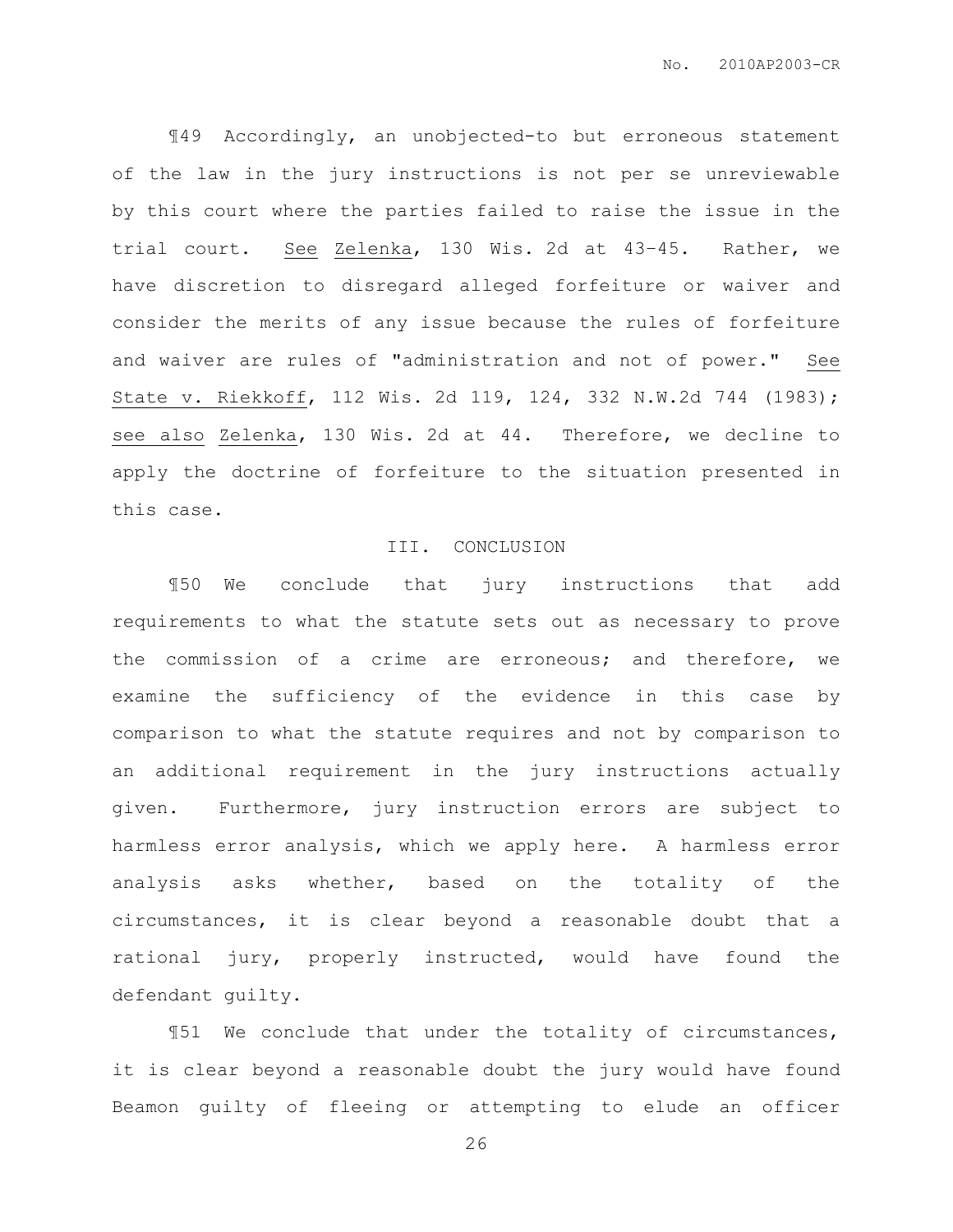¶49 Accordingly, an unobjected-to but erroneous statement of the law in the jury instructions is not per se unreviewable by this court where the parties failed to raise the issue in the trial court. See Zelenka, 130 Wis. 2d at 43–45. Rather, we have discretion to disregard alleged forfeiture or waiver and consider the merits of any issue because the rules of forfeiture and waiver are rules of "administration and not of power." See State v. Riekkoff, 112 Wis. 2d 119, 124, 332 N.W.2d 744 (1983); see also Zelenka, 130 Wis. 2d at 44. Therefore, we decline to apply the doctrine of forfeiture to the situation presented in this case.

## III. CONCLUSION

¶50 We conclude that jury instructions that add requirements to what the statute sets out as necessary to prove the commission of a crime are erroneous; and therefore, we examine the sufficiency of the evidence in this case by comparison to what the statute requires and not by comparison to an additional requirement in the jury instructions actually given. Furthermore, jury instruction errors are subject to harmless error analysis, which we apply here. A harmless error analysis asks whether, based on the totality of the circumstances, it is clear beyond a reasonable doubt that a rational jury, properly instructed, would have found the defendant guilty.

¶51 We conclude that under the totality of circumstances, it is clear beyond a reasonable doubt the jury would have found Beamon guilty of fleeing or attempting to elude an officer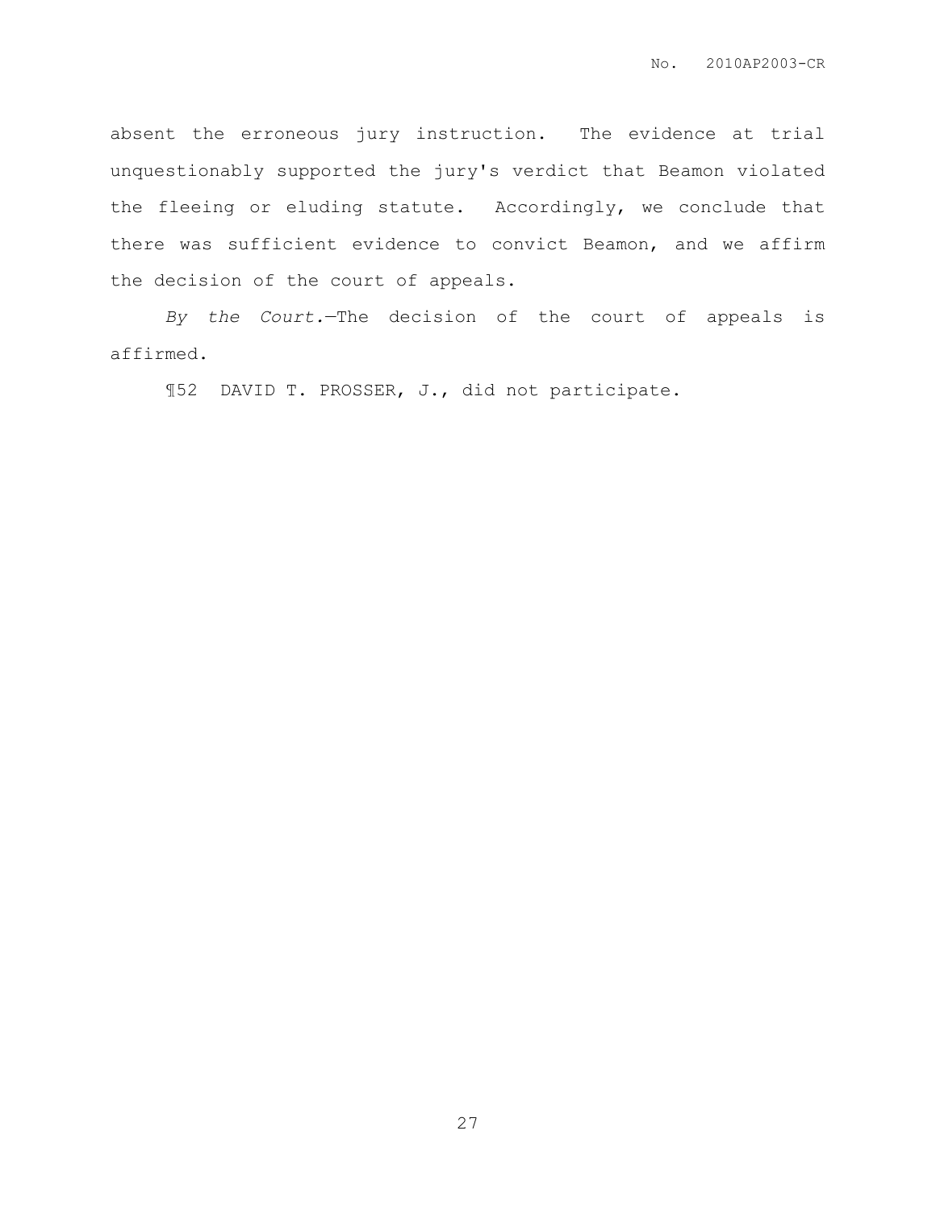absent the erroneous jury instruction. The evidence at trial unquestionably supported the jury's verdict that Beamon violated the fleeing or eluding statute. Accordingly, we conclude that there was sufficient evidence to convict Beamon, and we affirm the decision of the court of appeals.

*By the Court.*—The decision of the court of appeals is affirmed.

¶52 DAVID T. PROSSER, J., did not participate.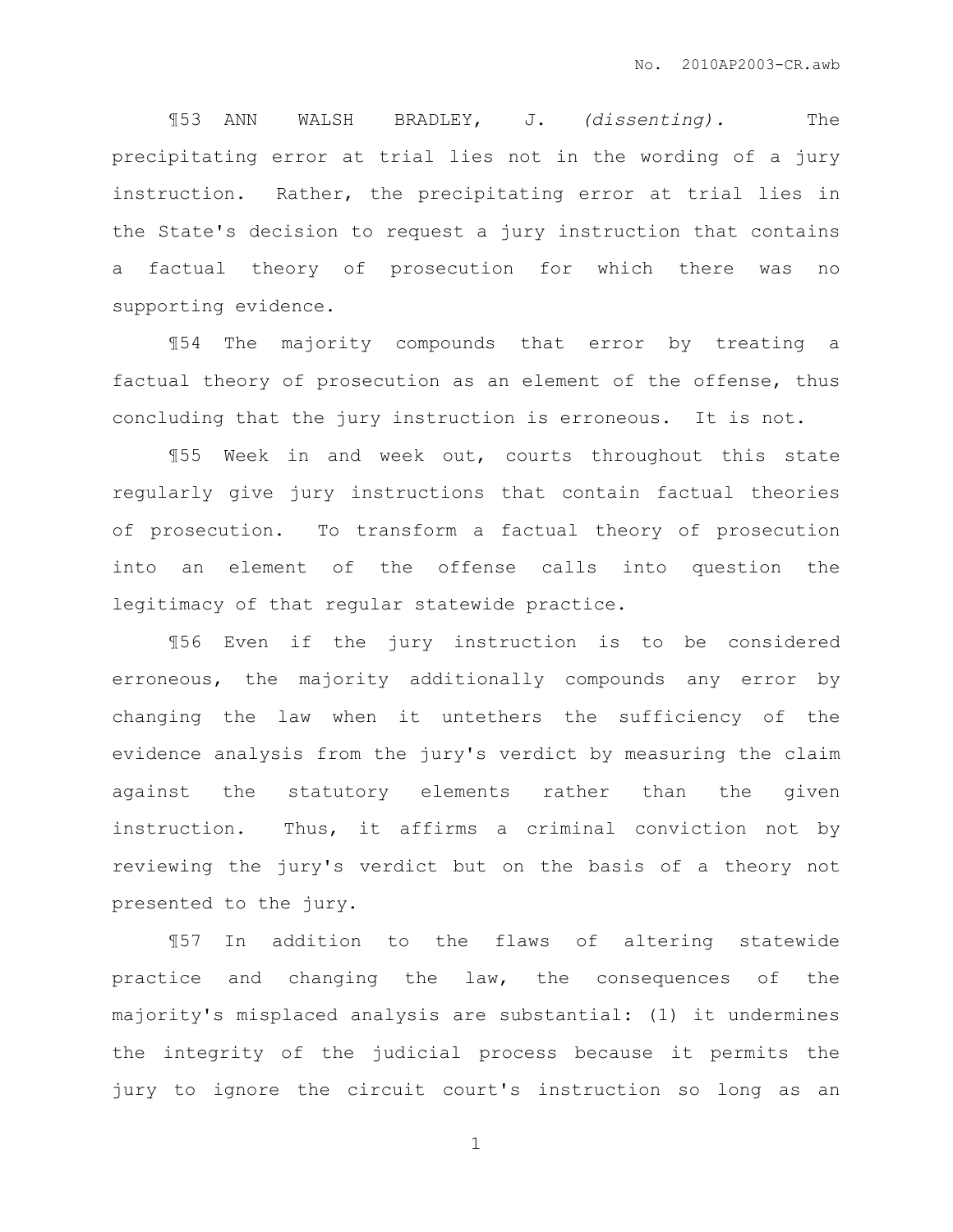¶53 ANN WALSH BRADLEY, J. *(dissenting).* The precipitating error at trial lies not in the wording of a jury instruction. Rather, the precipitating error at trial lies in the State's decision to request a jury instruction that contains a factual theory of prosecution for which there was no supporting evidence.

¶54 The majority compounds that error by treating a factual theory of prosecution as an element of the offense, thus concluding that the jury instruction is erroneous. It is not.

¶55 Week in and week out, courts throughout this state regularly give jury instructions that contain factual theories of prosecution. To transform a factual theory of prosecution into an element of the offense calls into question the legitimacy of that regular statewide practice.

¶56 Even if the jury instruction is to be considered erroneous, the majority additionally compounds any error by changing the law when it untethers the sufficiency of the evidence analysis from the jury's verdict by measuring the claim against the statutory elements rather than the given instruction. Thus, it affirms a criminal conviction not by reviewing the jury's verdict but on the basis of a theory not presented to the jury.

¶57 In addition to the flaws of altering statewide practice and changing the law, the consequences of the majority's misplaced analysis are substantial: (1) it undermines the integrity of the judicial process because it permits the jury to ignore the circuit court's instruction so long as an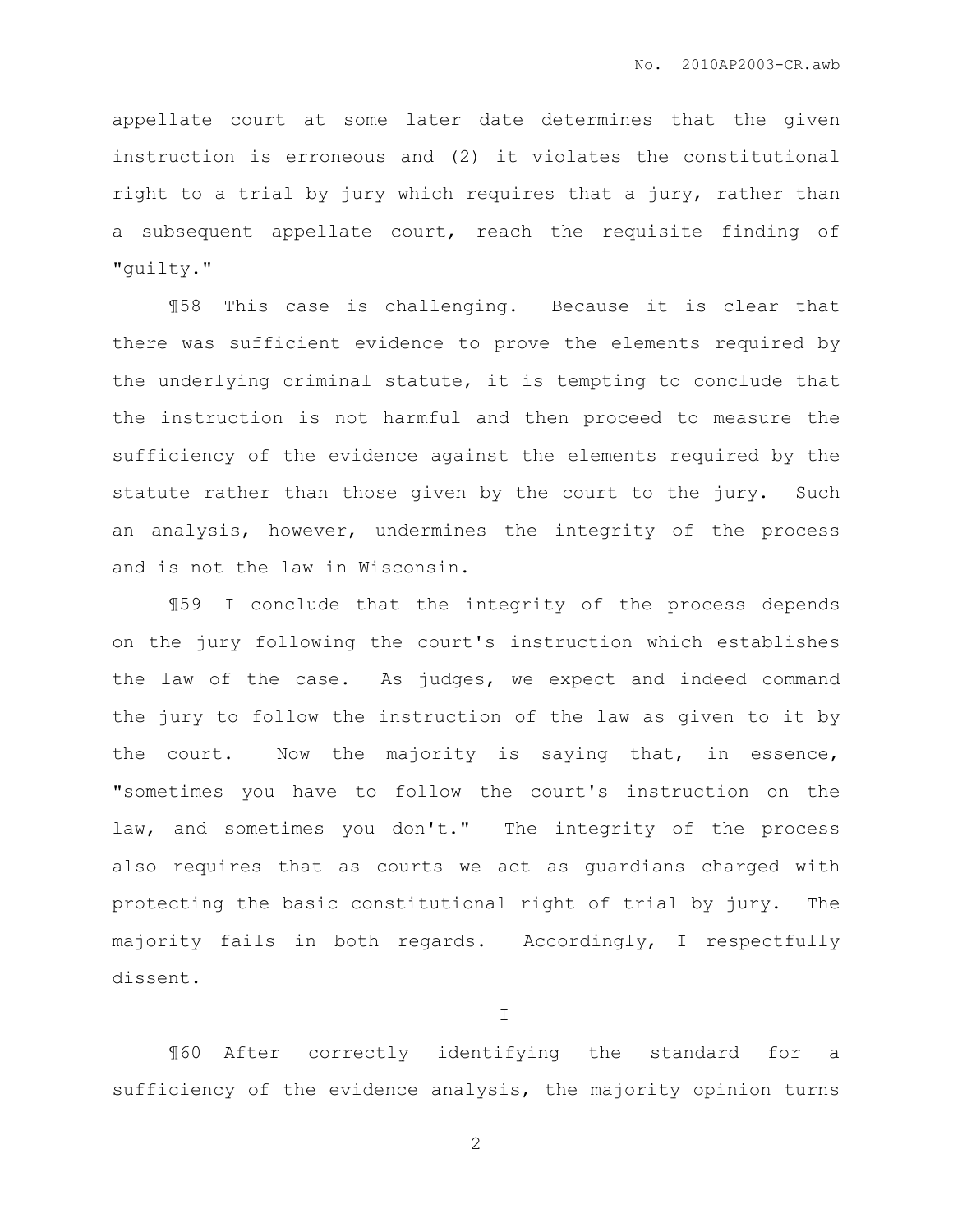appellate court at some later date determines that the given instruction is erroneous and (2) it violates the constitutional right to a trial by jury which requires that a jury, rather than a subsequent appellate court, reach the requisite finding of "guilty."

¶58 This case is challenging. Because it is clear that there was sufficient evidence to prove the elements required by the underlying criminal statute, it is tempting to conclude that the instruction is not harmful and then proceed to measure the sufficiency of the evidence against the elements required by the statute rather than those given by the court to the jury. Such an analysis, however, undermines the integrity of the process and is not the law in Wisconsin.

¶59 I conclude that the integrity of the process depends on the jury following the court's instruction which establishes the law of the case. As judges, we expect and indeed command the jury to follow the instruction of the law as given to it by the court. Now the majority is saying that, in essence, "sometimes you have to follow the court's instruction on the law, and sometimes you don't." The integrity of the process also requires that as courts we act as guardians charged with protecting the basic constitutional right of trial by jury. The majority fails in both regards. Accordingly, I respectfully dissent.

I

¶60 After correctly identifying the standard for a sufficiency of the evidence analysis, the majority opinion turns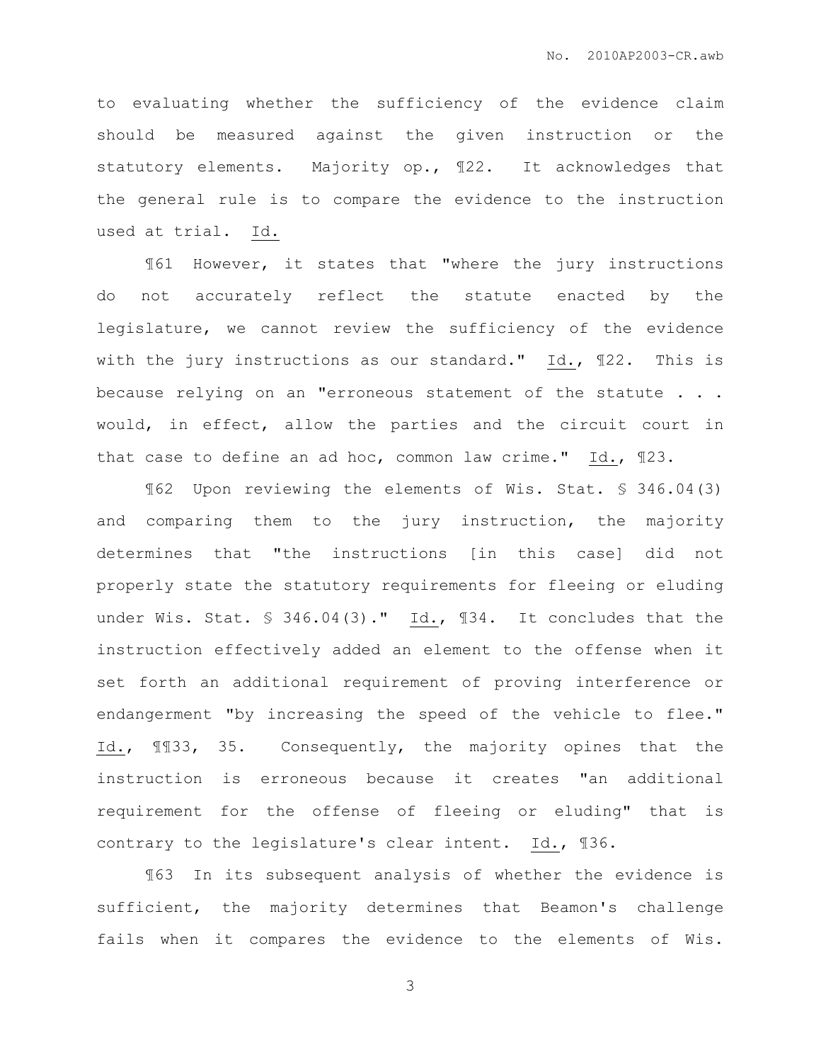to evaluating whether the sufficiency of the evidence claim should be measured against the given instruction or the statutory elements. Majority op., ¶22. It acknowledges that the general rule is to compare the evidence to the instruction used at trial. Id.

¶61 However, it states that "where the jury instructions do not accurately reflect the statute enacted by the legislature, we cannot review the sufficiency of the evidence with the jury instructions as our standard." Id., ¶22. This is because relying on an "erroneous statement of the statute . . . would, in effect, allow the parties and the circuit court in that case to define an ad hoc, common law crime." Id., ¶23.

¶62 Upon reviewing the elements of Wis. Stat. § 346.04(3) and comparing them to the jury instruction, the majority determines that "the instructions [in this case] did not properly state the statutory requirements for fleeing or eluding under Wis. Stat. § 346.04(3)." Id., ¶34. It concludes that the instruction effectively added an element to the offense when it set forth an additional requirement of proving interference or endangerment "by increasing the speed of the vehicle to flee." Id., ¶¶33, 35. Consequently, the majority opines that the instruction is erroneous because it creates "an additional requirement for the offense of fleeing or eluding" that is contrary to the legislature's clear intent. Id., ¶36.

¶63 In its subsequent analysis of whether the evidence is sufficient, the majority determines that Beamon's challenge fails when it compares the evidence to the elements of Wis.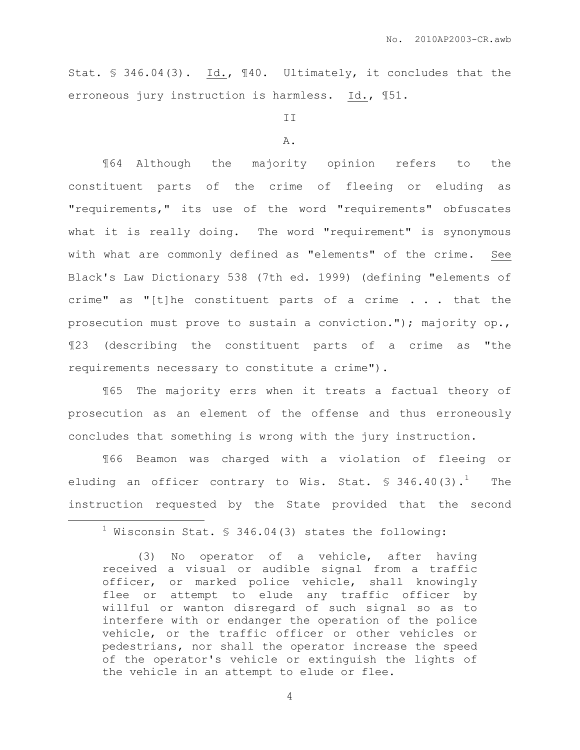Stat. § 346.04(3). Id., ¶40. Ultimately, it concludes that the erroneous jury instruction is harmless. Id., ¶51.

II

A.

¶64 Although the majority opinion refers to the constituent parts of the crime of fleeing or eluding as "requirements," its use of the word "requirements" obfuscates what it is really doing. The word "requirement" is synonymous with what are commonly defined as "elements" of the crime. See Black's Law Dictionary 538 (7th ed. 1999) (defining "elements of crime" as "[t]he constituent parts of a crime . . . that the prosecution must prove to sustain a conviction."); majority op., ¶23 (describing the constituent parts of a crime as "the requirements necessary to constitute a crime").

¶65 The majority errs when it treats a factual theory of prosecution as an element of the offense and thus erroneously concludes that something is wrong with the jury instruction.

¶66 Beamon was charged with a violation of fleeing or eluding an officer contrary to Wis. Stat. § 346.40(3).[1] The instruction requested by the State provided that the second

---

[1] Wisconsin Stat. § 346.04(3) states the following:

> (3) No operator of a vehicle, after having received a visual or audible signal from a traffic officer, or marked police vehicle, shall knowingly flee or attempt to elude any traffic officer by willful or wanton disregard of such signal so as to interfere with or endanger the operation of the police vehicle, or the traffic officer or other vehicles or pedestrians, nor shall the operator increase the speed of the operator's vehicle or extinguish the lights of the vehicle in an attempt to elude or flee.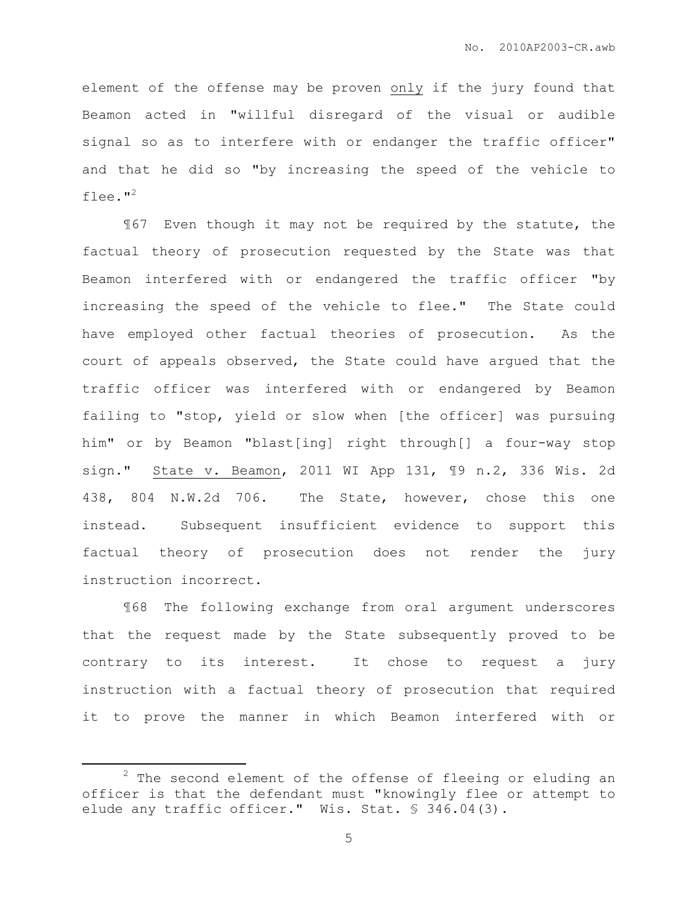element of the offense may be proven <u>only</u> if the jury found that Beamon acted in "willful disregard of the visual or audible signal so as to interfere with or endanger the traffic officer" and that he did so "by increasing the speed of the vehicle to flee."[2]

¶67 Even though it may not be required by the statute, the factual theory of prosecution requested by the State was that Beamon interfered with or endangered the traffic officer "by increasing the speed of the vehicle to flee." The State could have employed other factual theories of prosecution. As the court of appeals observed, the State could have argued that the traffic officer was interfered with or endangered by Beamon failing to "stop, yield or slow when [the officer] was pursuing him" or by Beamon "blast[ing] right through[] a four-way stop sign." <u>State v. Beamon</u>, 2011 WI App 131, ¶9 n.2, 336 Wis. 2d 438, 804 N.W.2d 706. The State, however, chose this one instead. Subsequent insufficient evidence to support this factual theory of prosecution does not render the jury instruction incorrect.

¶68 The following exchange from oral argument underscores that the request made by the State subsequently proved to be contrary to its interest. It chose to request a jury instruction with a factual theory of prosecution that required it to prove the manner in which Beamon interfered with or

---

[2] The second element of the offense of fleeing or eluding an officer is that the defendant must "knowingly flee or attempt to elude any traffic officer." Wis. Stat. § 346.04(3).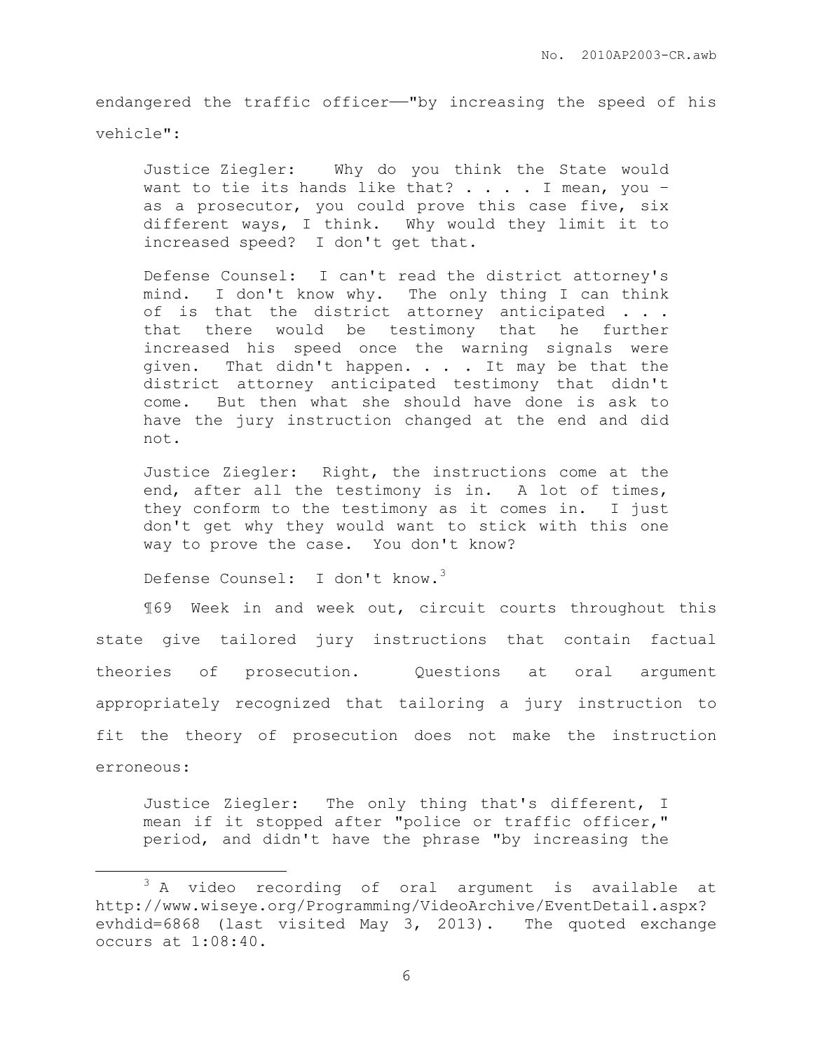endangered the traffic officer——"by increasing the speed of his vehicle":

> Justice Ziegler: Why do you think the State would want to tie its hands like that? . . . . I mean, you – as a prosecutor, you could prove this case five, six different ways, I think. Why would they limit it to increased speed? I don't get that.
>
> Defense Counsel: I can't read the district attorney's mind. I don't know why. The only thing I can think of is that the district attorney anticipated . . . that there would be testimony that he further increased his speed once the warning signals were given. That didn't happen. . . . It may be that the district attorney anticipated testimony that didn't come. But then what she should have done is ask to have the jury instruction changed at the end and did not.
>
> Justice Ziegler: Right, the instructions come at the end, after all the testimony is in. A lot of times, they conform to the testimony as it comes in. I just don't get why they would want to stick with this one way to prove the case. You don't know?
>
> Defense Counsel: I don't know.[3]

¶69 Week in and week out, circuit courts throughout this state give tailored jury instructions that contain factual theories of prosecution. Questions at oral argument appropriately recognized that tailoring a jury instruction to fit the theory of prosecution does not make the instruction erroneous:

> Justice Ziegler: The only thing that's different, I mean if it stopped after "police or traffic officer," period, and didn't have the phrase "by increasing the

---

[3] A video recording of oral argument is available at http://www.wiseye.org/Programming/VideoArchive/EventDetail.aspx?evhdid=6868 (last visited May 3, 2013). The quoted exchange occurs at 1:08:40.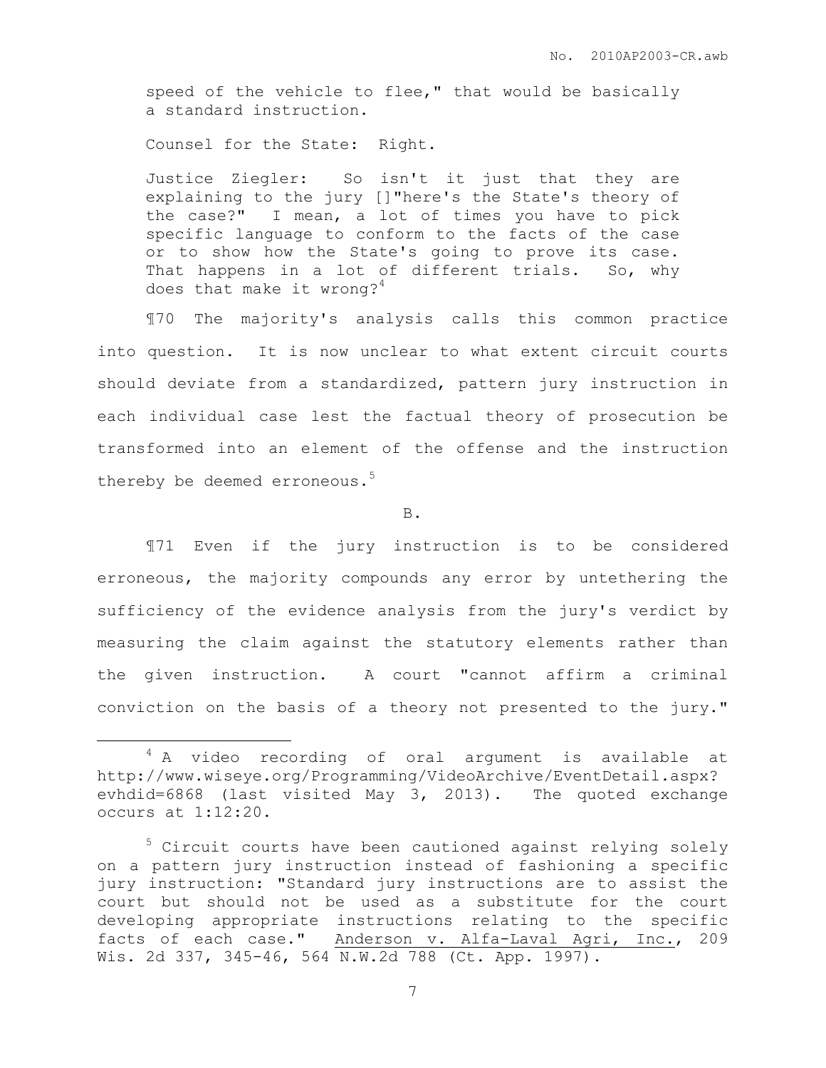speed of the vehicle to flee," that would be basically a standard instruction.

Counsel for the State: Right.

Justice Ziegler: So isn't it just that they are explaining to the jury []"here's the State's theory of the case?" I mean, a lot of times you have to pick specific language to conform to the facts of the case or to show how the State's going to prove its case. That happens in a lot of different trials. So, why does that make it wrong?[4]

¶70 The majority's analysis calls this common practice into question. It is now unclear to what extent circuit courts should deviate from a standardized, pattern jury instruction in each individual case lest the factual theory of prosecution be transformed into an element of the offense and the instruction thereby be deemed erroneous.[5]

B.

¶71 Even if the jury instruction is to be considered erroneous, the majority compounds any error by untethering the sufficiency of the evidence analysis from the jury's verdict by measuring the claim against the statutory elements rather than the given instruction. A court "cannot affirm a criminal conviction on the basis of a theory not presented to the jury."

---

[4] A video recording of oral argument is available at http://www.wiseye.org/Programming/VideoArchive/EventDetail.aspx?evhdid=6868 (last visited May 3, 2013). The quoted exchange occurs at 1:12:20.

[5] Circuit courts have been cautioned against relying solely on a pattern jury instruction instead of fashioning a specific jury instruction: "Standard jury instructions are to assist the court but should not be used as a substitute for the court developing appropriate instructions relating to the specific facts of each case." <u>Anderson v. Alfa-Laval Agri, Inc.</u>, 209 Wis. 2d 337, 345-46, 564 N.W.2d 788 (Ct. App. 1997).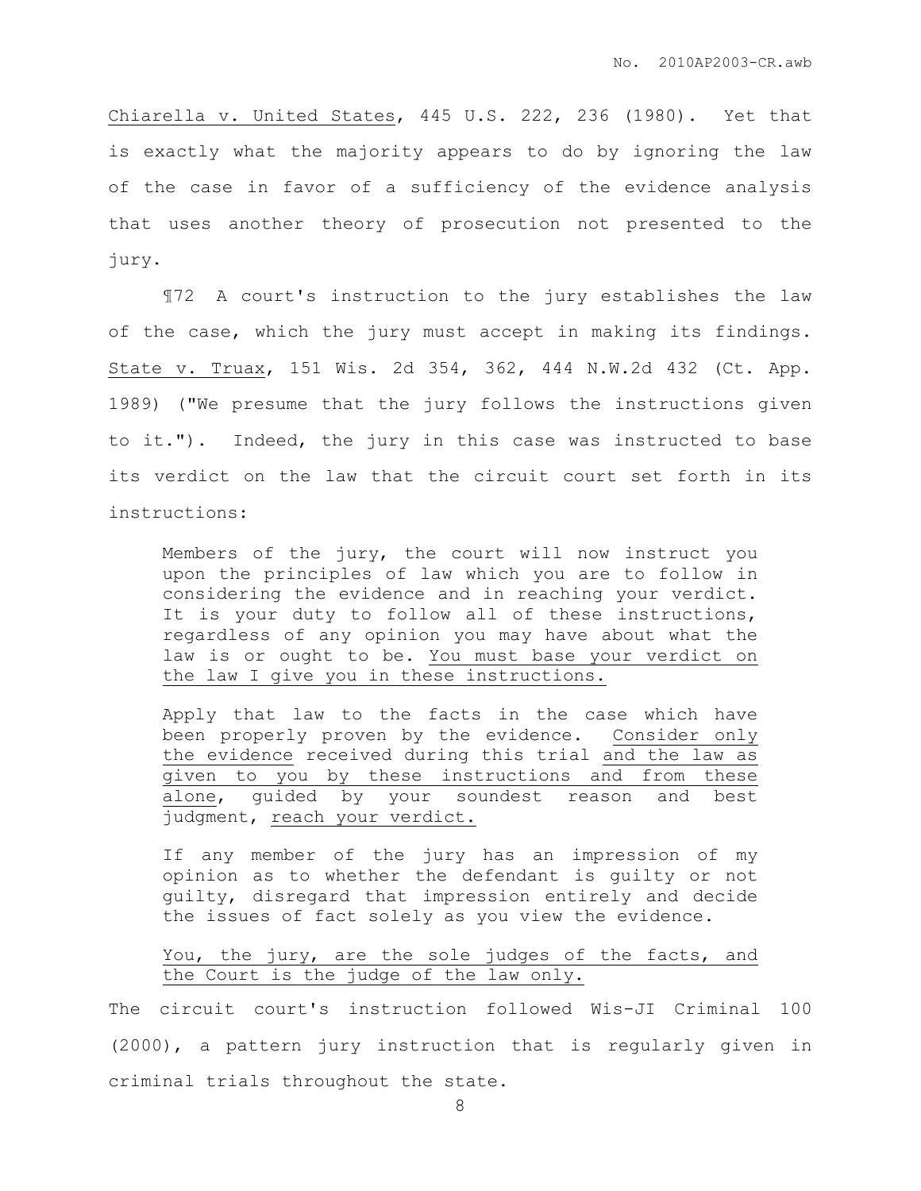Chiarella v. United States, 445 U.S. 222, 236 (1980). Yet that is exactly what the majority appears to do by ignoring the law of the case in favor of a sufficiency of the evidence analysis that uses another theory of prosecution not presented to the jury.

¶72 A court's instruction to the jury establishes the law of the case, which the jury must accept in making its findings. State v. Truax, 151 Wis. 2d 354, 362, 444 N.W.2d 432 (Ct. App. 1989) ("We presume that the jury follows the instructions given to it."). Indeed, the jury in this case was instructed to base its verdict on the law that the circuit court set forth in its instructions:

> Members of the jury, the court will now instruct you upon the principles of law which you are to follow in considering the evidence and in reaching your verdict. It is your duty to follow all of these instructions, regardless of any opinion you may have about what the law is or ought to be. <u>You must base your verdict on the law I give you in these instructions.</u>
>
> Apply that law to the facts in the case which have been properly proven by the evidence. <u>Consider only the evidence</u> received during this trial <u>and the law as given to you by these instructions and from these alone</u>, guided by your soundest reason and best judgment, <u>reach your verdict.</u>
>
> If any member of the jury has an impression of my opinion as to whether the defendant is guilty or not guilty, disregard that impression entirely and decide the issues of fact solely as you view the evidence.
>
> <u>You, the jury, are the sole judges of the facts, and the Court is the judge of the law only.</u>

The circuit court's instruction followed Wis-JI Criminal 100 (2000), a pattern jury instruction that is regularly given in criminal trials throughout the state.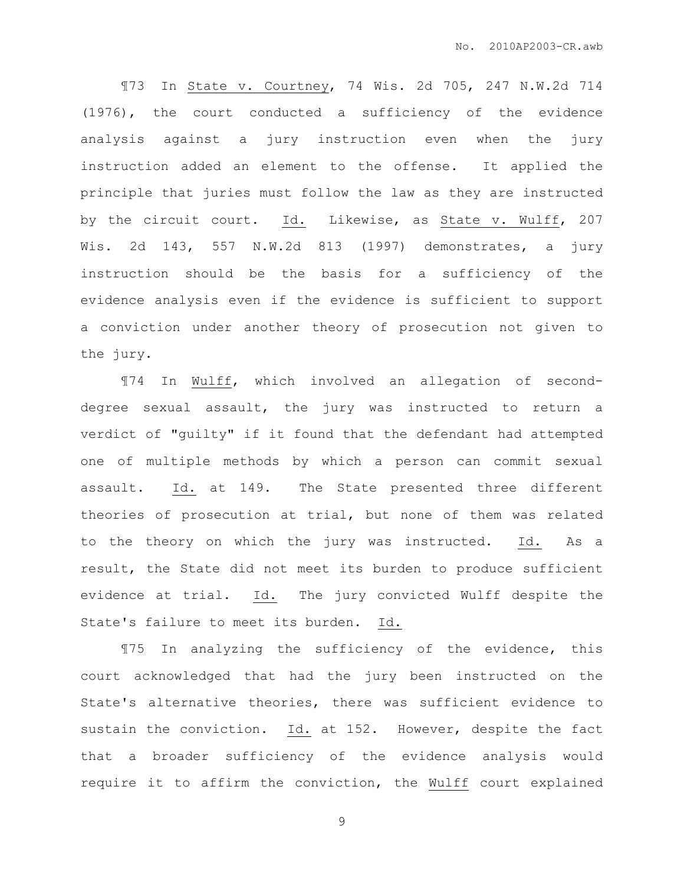¶73 In State v. Courtney, 74 Wis. 2d 705, 247 N.W.2d 714 (1976), the court conducted a sufficiency of the evidence analysis against a jury instruction even when the jury instruction added an element to the offense. It applied the principle that juries must follow the law as they are instructed by the circuit court. Id. Likewise, as State v. Wulff, 207 Wis. 2d 143, 557 N.W.2d 813 (1997) demonstrates, a jury instruction should be the basis for a sufficiency of the evidence analysis even if the evidence is sufficient to support a conviction under another theory of prosecution not given to the jury.

¶74 In Wulff, which involved an allegation of second-degree sexual assault, the jury was instructed to return a verdict of "guilty" if it found that the defendant had attempted one of multiple methods by which a person can commit sexual assault. Id. at 149. The State presented three different theories of prosecution at trial, but none of them was related to the theory on which the jury was instructed. Id. As a result, the State did not meet its burden to produce sufficient evidence at trial. Id. The jury convicted Wulff despite the State's failure to meet its burden. Id.

¶75 In analyzing the sufficiency of the evidence, this court acknowledged that had the jury been instructed on the State's alternative theories, there was sufficient evidence to sustain the conviction. Id. at 152. However, despite the fact that a broader sufficiency of the evidence analysis would require it to affirm the conviction, the Wulff court explained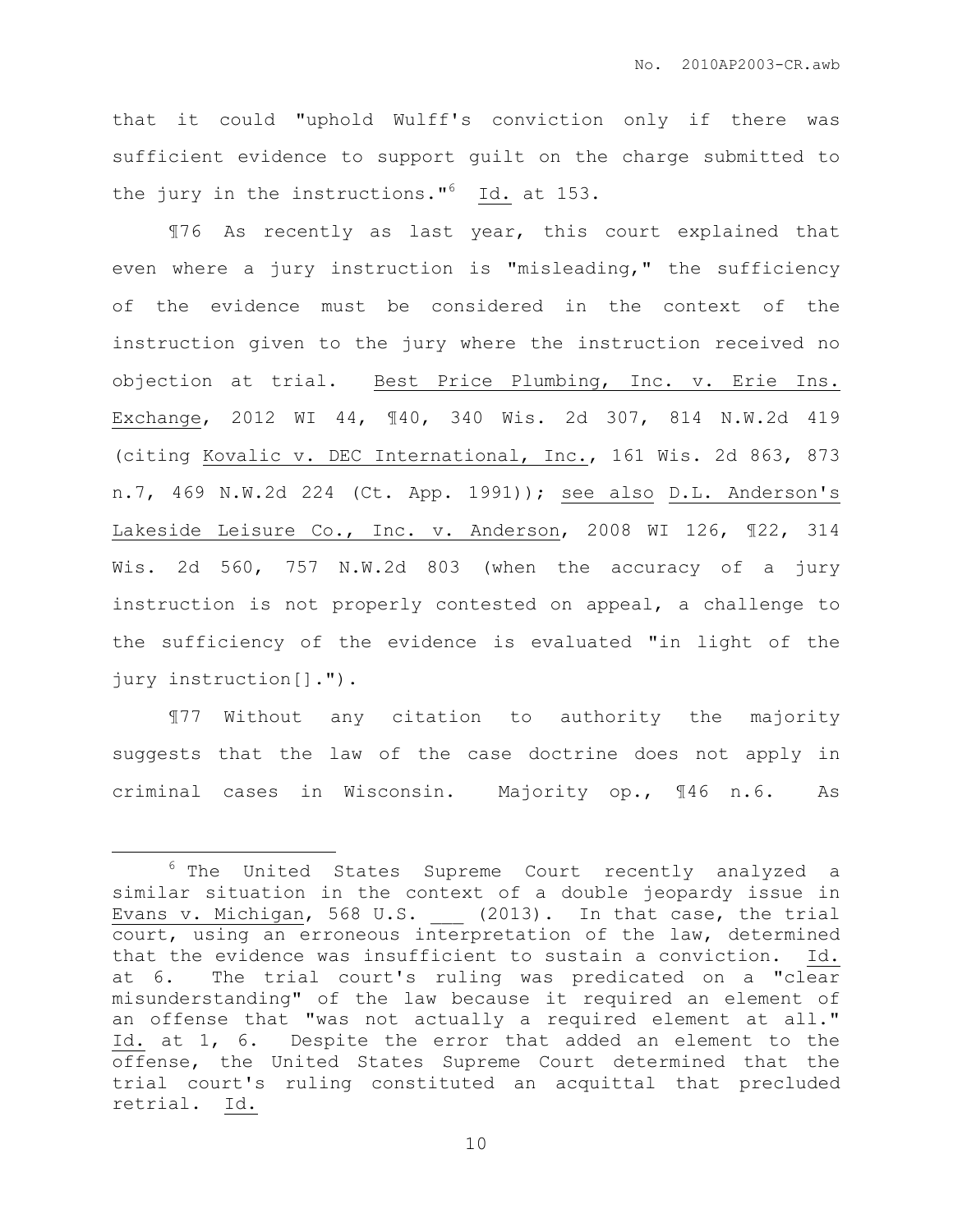that it could "uphold Wulff's conviction only if there was sufficient evidence to support guilt on the charge submitted to the jury in the instructions."[6] Id. at 153.

¶76 As recently as last year, this court explained that even where a jury instruction is "misleading," the sufficiency of the evidence must be considered in the context of the instruction given to the jury where the instruction received no objection at trial. Best Price Plumbing, Inc. v. Erie Ins. Exchange, 2012 WI 44, ¶40, 340 Wis. 2d 307, 814 N.W.2d 419 (citing Kovalic v. DEC International, Inc., 161 Wis. 2d 863, 873 n.7, 469 N.W.2d 224 (Ct. App. 1991)); see also D.L. Anderson's Lakeside Leisure Co., Inc. v. Anderson, 2008 WI 126, ¶22, 314 Wis. 2d 560, 757 N.W.2d 803 (when the accuracy of a jury instruction is not properly contested on appeal, a challenge to the sufficiency of the evidence is evaluated "in light of the jury instruction[].").

¶77 Without any citation to authority the majority suggests that the law of the case doctrine does not apply in criminal cases in Wisconsin. Majority op., ¶46 n.6. As

---

[6] The United States Supreme Court recently analyzed a similar situation in the context of a double jeopardy issue in Evans v. Michigan, 568 U.S. ___ (2013). In that case, the trial court, using an erroneous interpretation of the law, determined that the evidence was insufficient to sustain a conviction. Id. at 6. The trial court's ruling was predicated on a "clear misunderstanding" of the law because it required an element of an offense that "was not actually a required element at all." Id. at 1, 6. Despite the error that added an element to the offense, the United States Supreme Court determined that the trial court's ruling constituted an acquittal that precluded retrial. Id.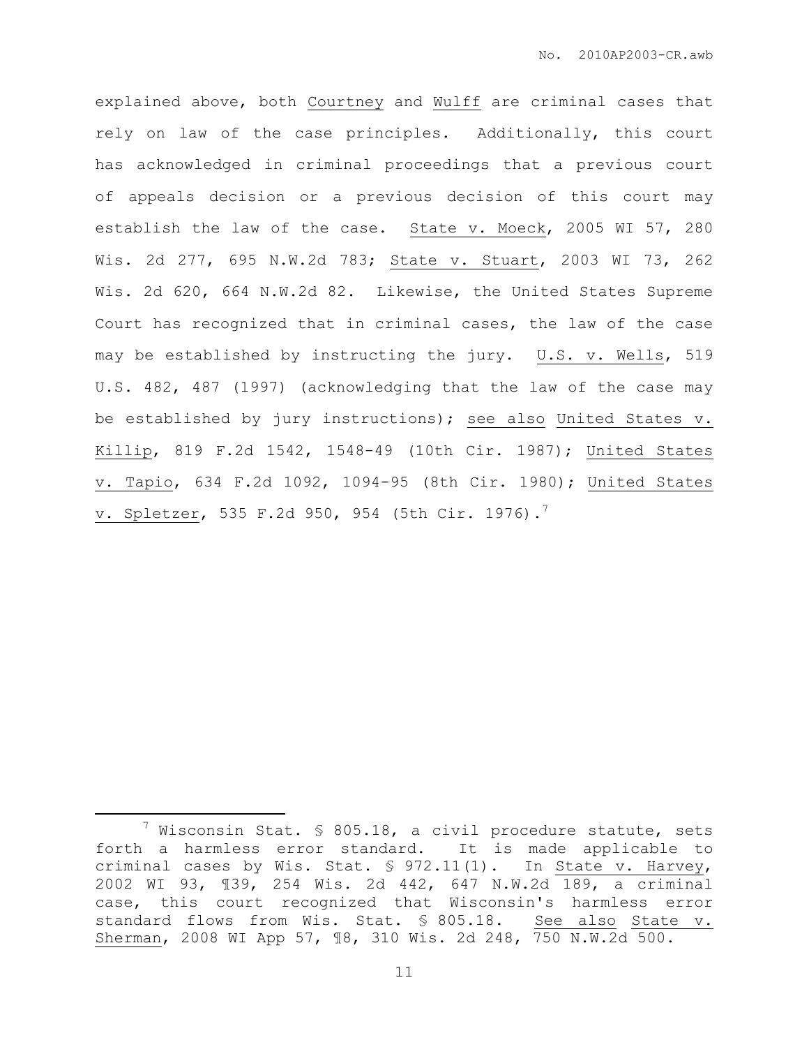explained above, both Courtney and Wulff are criminal cases that rely on law of the case principles. Additionally, this court has acknowledged in criminal proceedings that a previous court of appeals decision or a previous decision of this court may establish the law of the case. State v. Moeck, 2005 WI 57, 280 Wis. 2d 277, 695 N.W.2d 783; State v. Stuart, 2003 WI 73, 262 Wis. 2d 620, 664 N.W.2d 82. Likewise, the United States Supreme Court has recognized that in criminal cases, the law of the case may be established by instructing the jury. U.S. v. Wells, 519 U.S. 482, 487 (1997) (acknowledging that the law of the case may be established by jury instructions); see also United States v. Killip, 819 F.2d 1542, 1548-49 (10th Cir. 1987); United States v. Tapio, 634 F.2d 1092, 1094-95 (8th Cir. 1980); United States v. Spletzer, 535 F.2d 950, 954 (5th Cir. 1976).[7]

---

[7] Wisconsin Stat. § 805.18, a civil procedure statute, sets forth a harmless error standard. It is made applicable to criminal cases by Wis. Stat. § 972.11(1). In State v. Harvey, 2002 WI 93, ¶39, 254 Wis. 2d 442, 647 N.W.2d 189, a criminal case, this court recognized that Wisconsin's harmless error standard flows from Wis. Stat. § 805.18. See also State v. Sherman, 2008 WI App 57, ¶8, 310 Wis. 2d 248, 750 N.W.2d 500.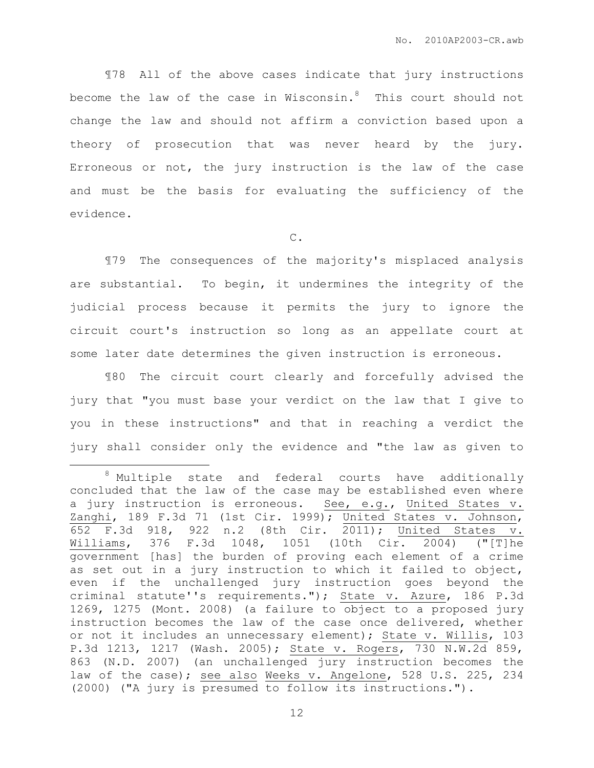¶78 All of the above cases indicate that jury instructions become the law of the case in Wisconsin.[8] This court should not change the law and should not affirm a conviction based upon a theory of prosecution that was never heard by the jury. Erroneous or not, the jury instruction is the law of the case and must be the basis for evaluating the sufficiency of the evidence.

C.

¶79 The consequences of the majority's misplaced analysis are substantial. To begin, it undermines the integrity of the judicial process because it permits the jury to ignore the circuit court's instruction so long as an appellate court at some later date determines the given instruction is erroneous.

¶80 The circuit court clearly and forcefully advised the jury that "you must base your verdict on the law that I give to you in these instructions" and that in reaching a verdict the jury shall consider only the evidence and "the law as given to

---

[8] Multiple state and federal courts have additionally concluded that the law of the case may be established even where a jury instruction is erroneous. See, e.g., United States v. Zanghi, 189 F.3d 71 (1st Cir. 1999); United States v. Johnson, 652 F.3d 918, 922 n.2 (8th Cir. 2011); United States v. Williams, 376 F.3d 1048, 1051 (10th Cir. 2004) ("[T]he government [has] the burden of proving each element of a crime as set out in a jury instruction to which it failed to object, even if the unchallenged jury instruction goes beyond the criminal statute''s requirements."); State v. Azure, 186 P.3d 1269, 1275 (Mont. 2008) (a failure to object to a proposed jury instruction becomes the law of the case once delivered, whether or not it includes an unnecessary element); State v. Willis, 103 P.3d 1213, 1217 (Wash. 2005); State v. Rogers, 730 N.W.2d 859, 863 (N.D. 2007) (an unchallenged jury instruction becomes the law of the case); see also Weeks v. Angelone, 528 U.S. 225, 234 (2000) ("A jury is presumed to follow its instructions.").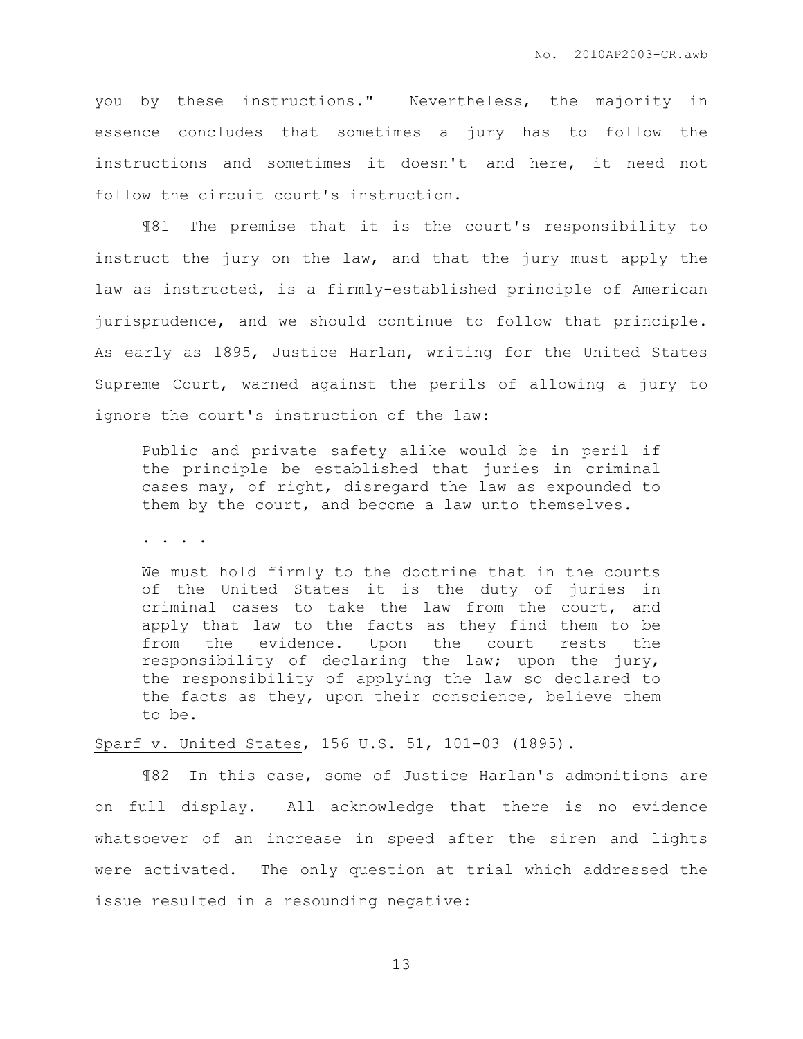you by these instructions." Nevertheless, the majority in essence concludes that sometimes a jury has to follow the instructions and sometimes it doesn't——and here, it need not follow the circuit court's instruction.

¶81 The premise that it is the court's responsibility to instruct the jury on the law, and that the jury must apply the law as instructed, is a firmly-established principle of American jurisprudence, and we should continue to follow that principle. As early as 1895, Justice Harlan, writing for the United States Supreme Court, warned against the perils of allowing a jury to ignore the court's instruction of the law:

> Public and private safety alike would be in peril if the principle be established that juries in criminal cases may, of right, disregard the law as expounded to them by the court, and become a law unto themselves.
>
> . . . .
>
> We must hold firmly to the doctrine that in the courts of the United States it is the duty of juries in criminal cases to take the law from the court, and apply that law to the facts as they find them to be from the evidence. Upon the court rests the responsibility of declaring the law; upon the jury, the responsibility of applying the law so declared to the facts as they, upon their conscience, believe them to be.

Sparf v. United States, 156 U.S. 51, 101-03 (1895).

¶82 In this case, some of Justice Harlan's admonitions are on full display. All acknowledge that there is no evidence whatsoever of an increase in speed after the siren and lights were activated. The only question at trial which addressed the issue resulted in a resounding negative: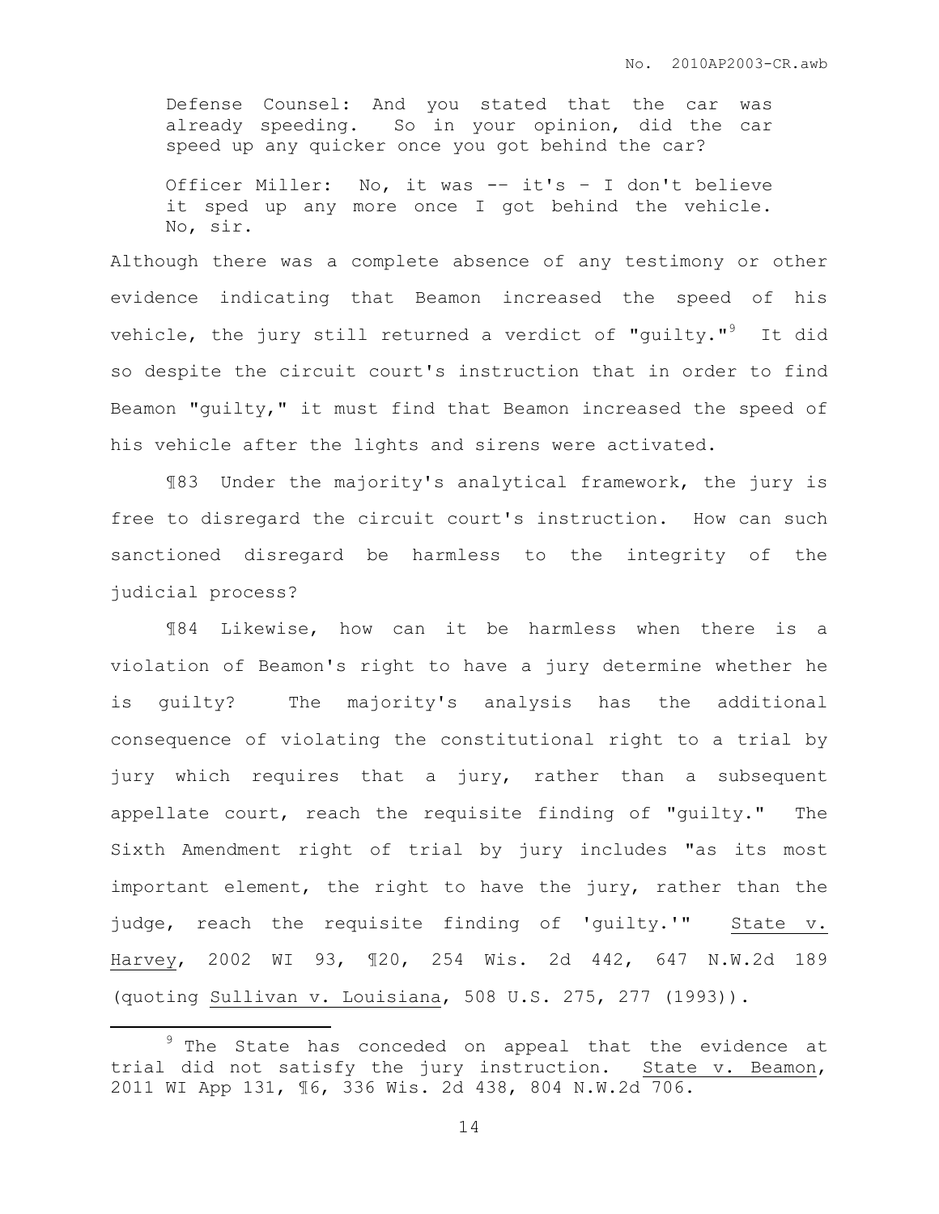> Defense Counsel: And you stated that the car was already speeding. So in your opinion, did the car speed up any quicker once you got behind the car?
>
> Officer Miller: No, it was -- it's - I don't believe it sped up any more once I got behind the vehicle. No, sir.

Although there was a complete absence of any testimony or other evidence indicating that Beamon increased the speed of his vehicle, the jury still returned a verdict of "guilty."[9] It did so despite the circuit court's instruction that in order to find Beamon "guilty," it must find that Beamon increased the speed of his vehicle after the lights and sirens were activated.

¶83 Under the majority's analytical framework, the jury is free to disregard the circuit court's instruction. How can such sanctioned disregard be harmless to the integrity of the judicial process?

¶84 Likewise, how can it be harmless when there is a violation of Beamon's right to have a jury determine whether he is guilty? The majority's analysis has the additional consequence of violating the constitutional right to a trial by jury which requires that a jury, rather than a subsequent appellate court, reach the requisite finding of "guilty." The Sixth Amendment right of trial by jury includes "as its most important element, the right to have the jury, rather than the judge, reach the requisite finding of 'guilty.'" State v. Harvey, 2002 WI 93, ¶20, 254 Wis. 2d 442, 647 N.W.2d 189 (quoting Sullivan v. Louisiana, 508 U.S. 275, 277 (1993)).

---

[9] The State has conceded on appeal that the evidence at trial did not satisfy the jury instruction. State v. Beamon, 2011 WI App 131, ¶6, 336 Wis. 2d 438, 804 N.W.2d 706.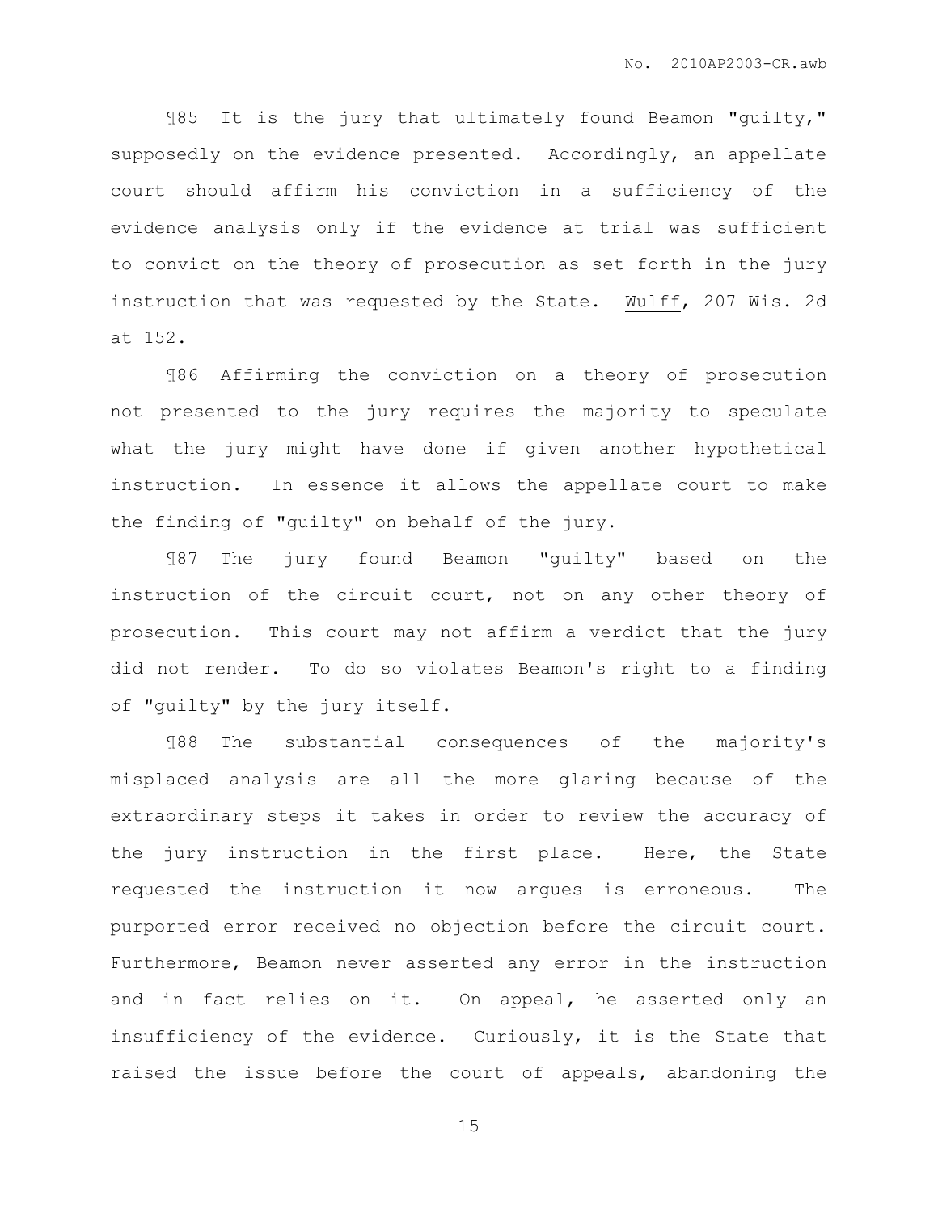¶85 It is the jury that ultimately found Beamon "guilty," supposedly on the evidence presented. Accordingly, an appellate court should affirm his conviction in a sufficiency of the evidence analysis only if the evidence at trial was sufficient to convict on the theory of prosecution as set forth in the jury instruction that was requested by the State. Wulff, 207 Wis. 2d at 152.

¶86 Affirming the conviction on a theory of prosecution not presented to the jury requires the majority to speculate what the jury might have done if given another hypothetical instruction. In essence it allows the appellate court to make the finding of "guilty" on behalf of the jury.

¶87 The jury found Beamon "guilty" based on the instruction of the circuit court, not on any other theory of prosecution. This court may not affirm a verdict that the jury did not render. To do so violates Beamon's right to a finding of "guilty" by the jury itself.

¶88 The substantial consequences of the majority's misplaced analysis are all the more glaring because of the extraordinary steps it takes in order to review the accuracy of the jury instruction in the first place. Here, the State requested the instruction it now argues is erroneous. The purported error received no objection before the circuit court. Furthermore, Beamon never asserted any error in the instruction and in fact relies on it. On appeal, he asserted only an insufficiency of the evidence. Curiously, it is the State that raised the issue before the court of appeals, abandoning the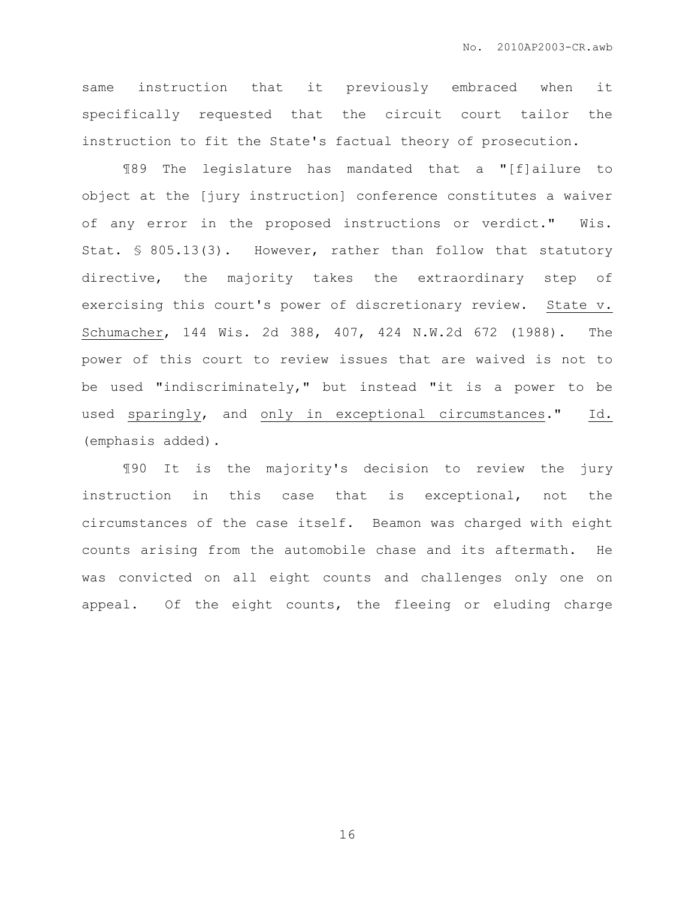same instruction that it previously embraced when it specifically requested that the circuit court tailor the instruction to fit the State's factual theory of prosecution.

¶89 The legislature has mandated that a "[f]ailure to object at the [jury instruction] conference constitutes a waiver of any error in the proposed instructions or verdict." Wis. Stat. § 805.13(3). However, rather than follow that statutory directive, the majority takes the extraordinary step of exercising this court's power of discretionary review. State v. Schumacher, 144 Wis. 2d 388, 407, 424 N.W.2d 672 (1988). The power of this court to review issues that are waived is not to be used "indiscriminately," but instead "it is a power to be used sparingly, and only in exceptional circumstances." Id. (emphasis added).

¶90 It is the majority's decision to review the jury instruction in this case that is exceptional, not the circumstances of the case itself. Beamon was charged with eight counts arising from the automobile chase and its aftermath. He was convicted on all eight counts and challenges only one on appeal. Of the eight counts, the fleeing or eluding charge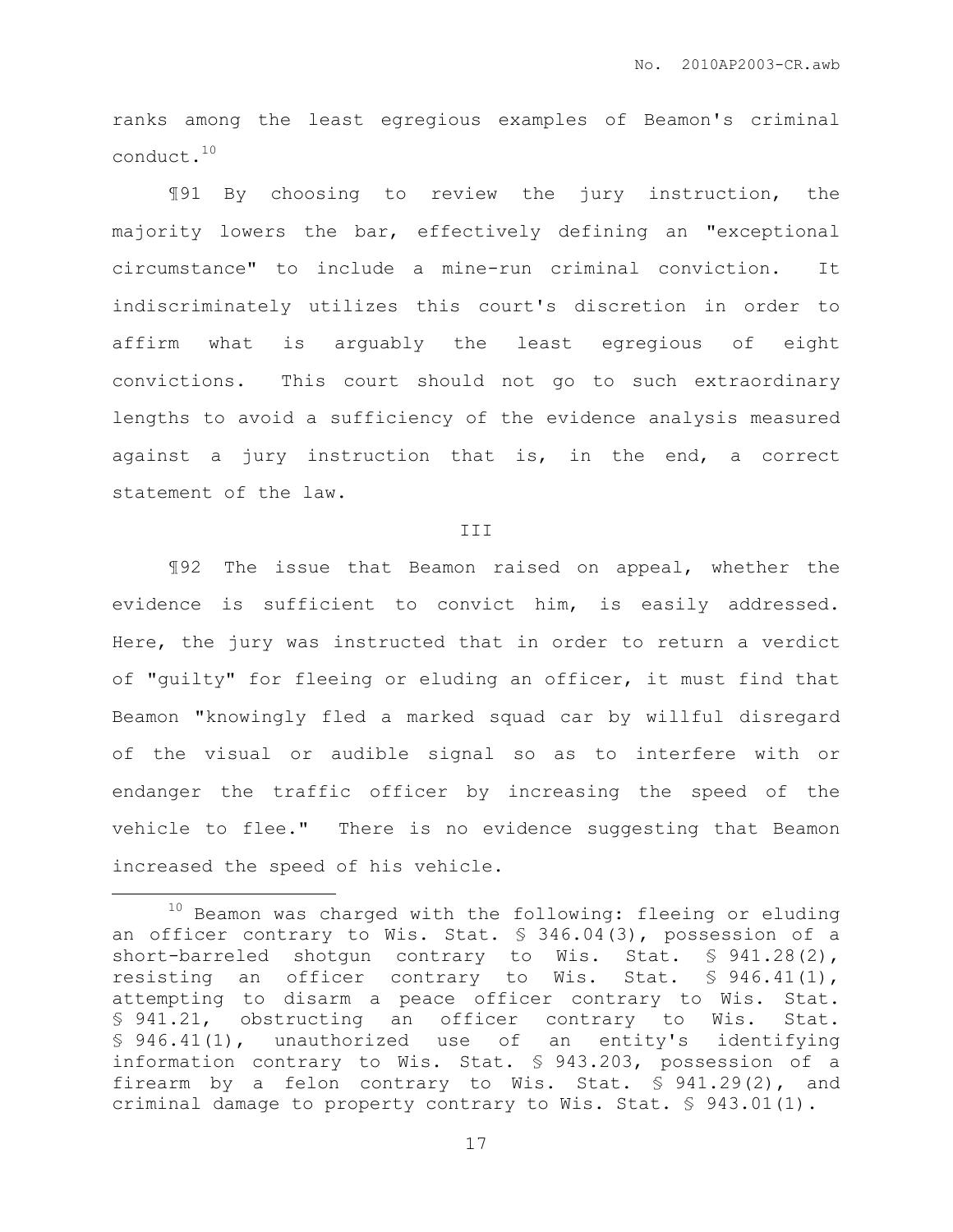ranks among the least egregious examples of Beamon's criminal conduct.[10]

¶91 By choosing to review the jury instruction, the majority lowers the bar, effectively defining an "exceptional circumstance" to include a mine-run criminal conviction. It indiscriminately utilizes this court's discretion in order to affirm what is arguably the least egregious of eight convictions. This court should not go to such extraordinary lengths to avoid a sufficiency of the evidence analysis measured against a jury instruction that is, in the end, a correct statement of the law.

III

¶92 The issue that Beamon raised on appeal, whether the evidence is sufficient to convict him, is easily addressed. Here, the jury was instructed that in order to return a verdict of "guilty" for fleeing or eluding an officer, it must find that Beamon "knowingly fled a marked squad car by willful disregard of the visual or audible signal so as to interfere with or endanger the traffic officer by increasing the speed of the vehicle to flee." There is no evidence suggesting that Beamon increased the speed of his vehicle.

---

[10] Beamon was charged with the following: fleeing or eluding an officer contrary to Wis. Stat. § 346.04(3), possession of a short-barreled shotgun contrary to Wis. Stat. § 941.28(2), resisting an officer contrary to Wis. Stat. § 946.41(1), attempting to disarm a peace officer contrary to Wis. Stat. § 941.21, obstructing an officer contrary to Wis. Stat. § 946.41(1), unauthorized use of an entity's identifying information contrary to Wis. Stat. § 943.203, possession of a firearm by a felon contrary to Wis. Stat. § 941.29(2), and criminal damage to property contrary to Wis. Stat. § 943.01(1).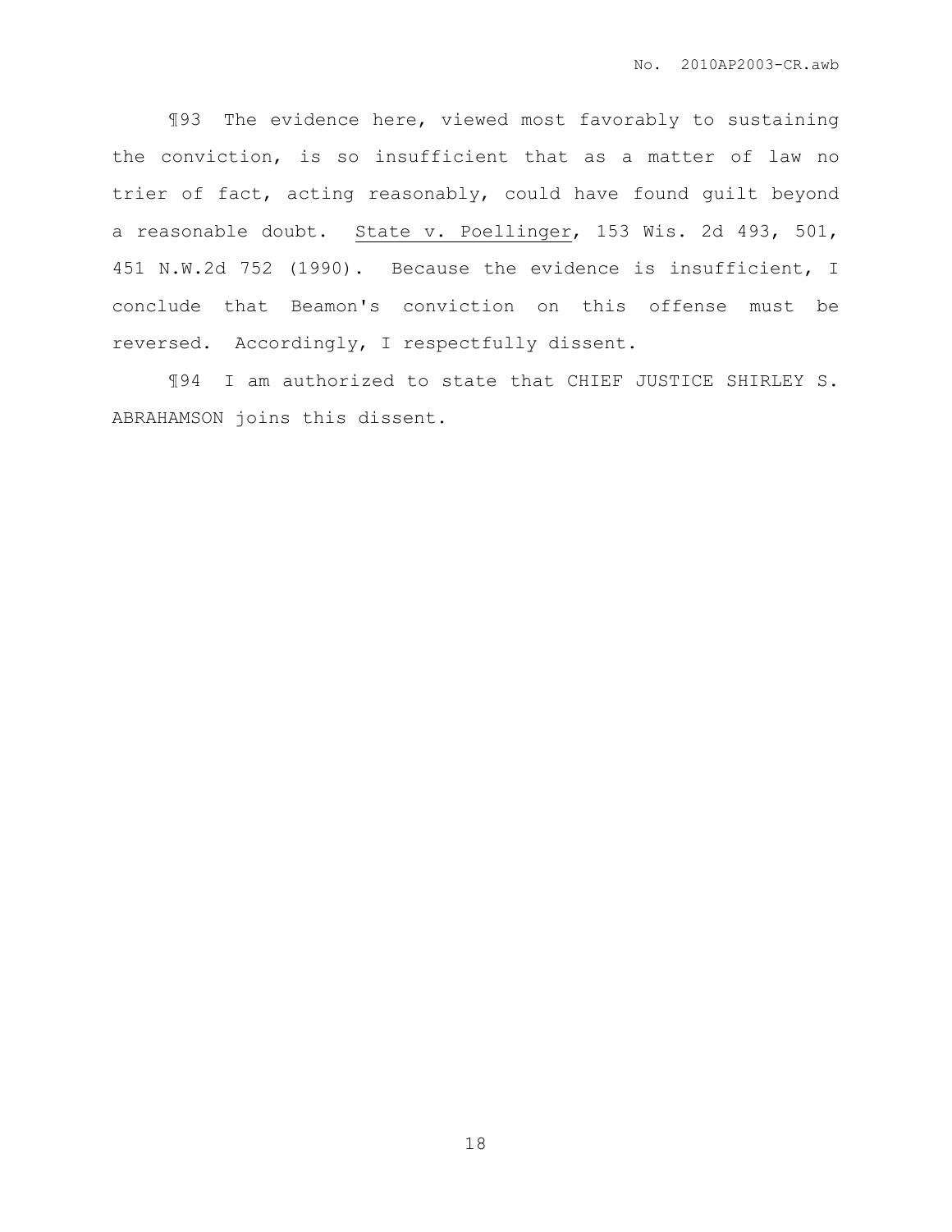¶93 The evidence here, viewed most favorably to sustaining the conviction, is so insufficient that as a matter of law no trier of fact, acting reasonably, could have found guilt beyond a reasonable doubt. State v. Poellinger, 153 Wis. 2d 493, 501, 451 N.W.2d 752 (1990). Because the evidence is insufficient, I conclude that Beamon's conviction on this offense must be reversed. Accordingly, I respectfully dissent.

¶94 I am authorized to state that CHIEF JUSTICE SHIRLEY S. ABRAHAMSON joins this dissent.